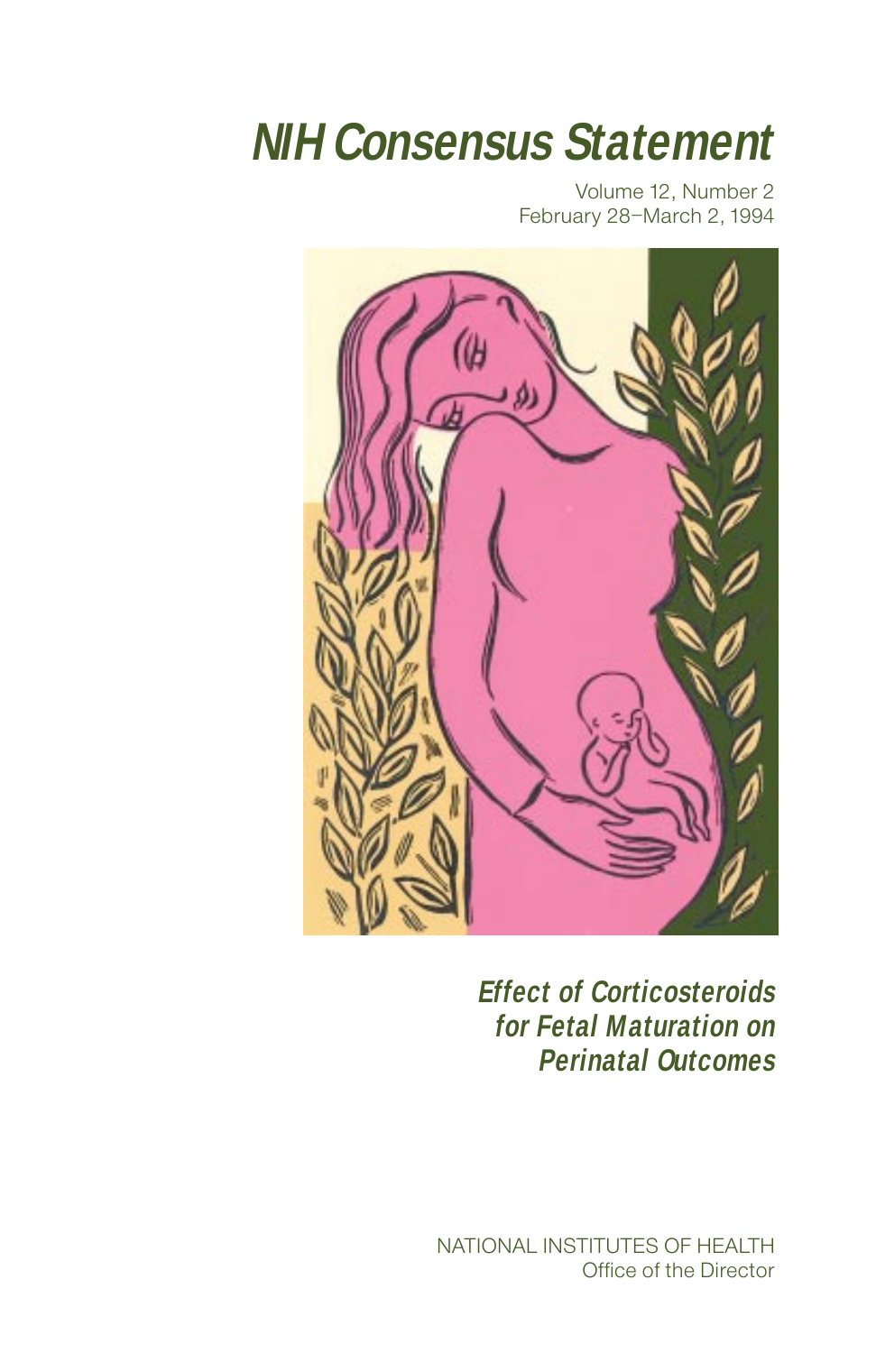# NIH Consensus Statement

Volume 12, Number 2
February 28–March 2, 1994

## *Effect of Corticosteroids for Fetal Maturation on Perinatal Outcomes*

NATIONAL INSTITUTES OF HEALTH
Office of the Director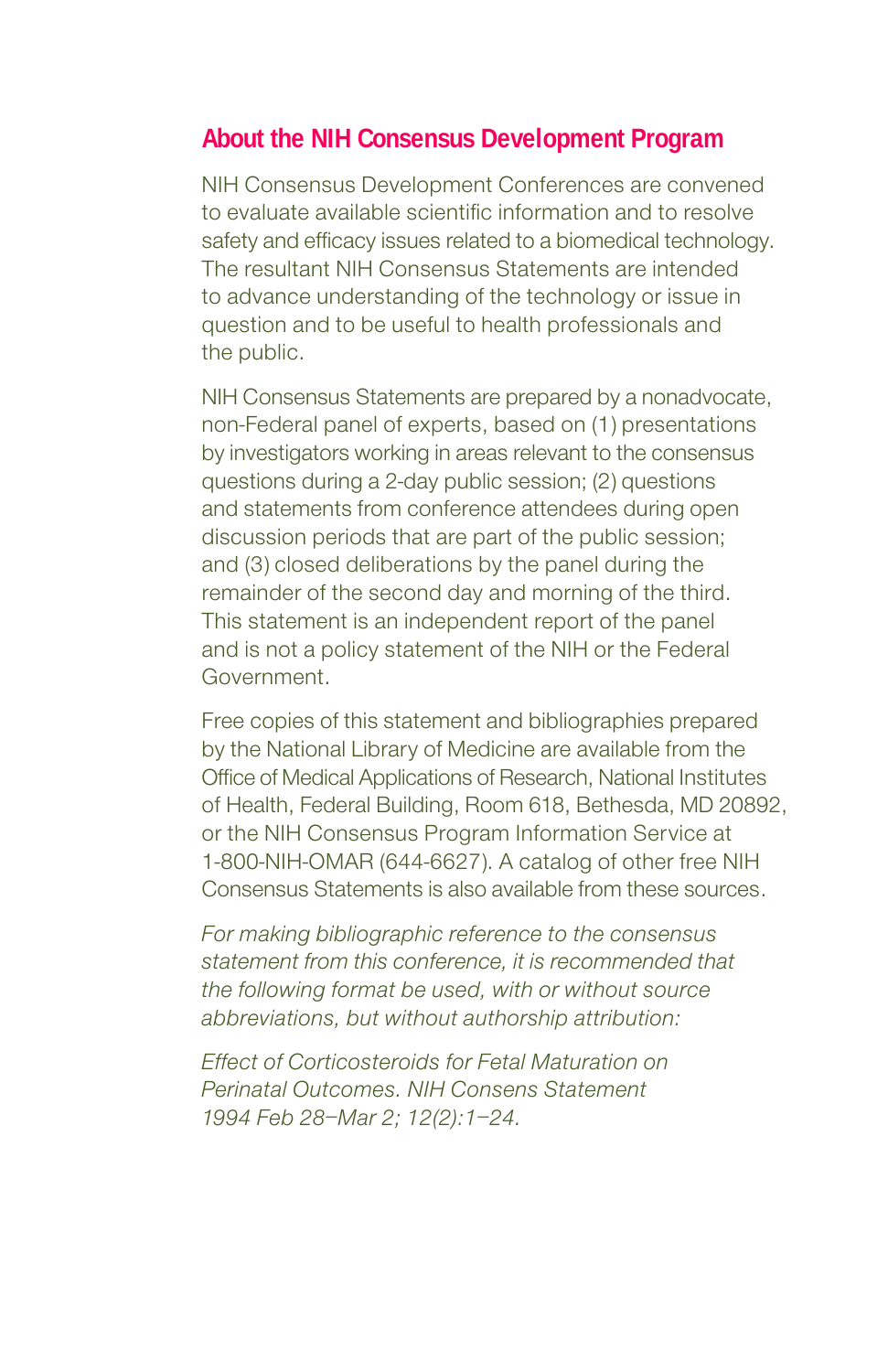## About the NIH Consensus Development Program

NIH Consensus Development Conferences are convened to evaluate available scientific information and to resolve safety and efficacy issues related to a biomedical technology. The resultant NIH Consensus Statements are intended to advance understanding of the technology or issue in question and to be useful to health professionals and the public.

NIH Consensus Statements are prepared by a nonadvocate, non-Federal panel of experts, based on (1) presentations by investigators working in areas relevant to the consensus questions during a 2-day public session; (2) questions and statements from conference attendees during open discussion periods that are part of the public session; and (3) closed deliberations by the panel during the remainder of the second day and morning of the third. This statement is an independent report of the panel and is not a policy statement of the NIH or the Federal Government.

Free copies of this statement and bibliographies prepared by the National Library of Medicine are available from the Office of Medical Applications of Research, National Institutes of Health, Federal Building, Room 618, Bethesda, MD 20892, or the NIH Consensus Program Information Service at 1-800-NIH-OMAR (644-6627). A catalog of other free NIH Consensus Statements is also available from these sources.

*For making bibliographic reference to the consensus statement from this conference, it is recommended that the following format be used, with or without source abbreviations, but without authorship attribution:*

*Effect of Corticosteroids for Fetal Maturation on Perinatal Outcomes. NIH Consens Statement 1994 Feb 28–Mar 2; 12(2):1–24.*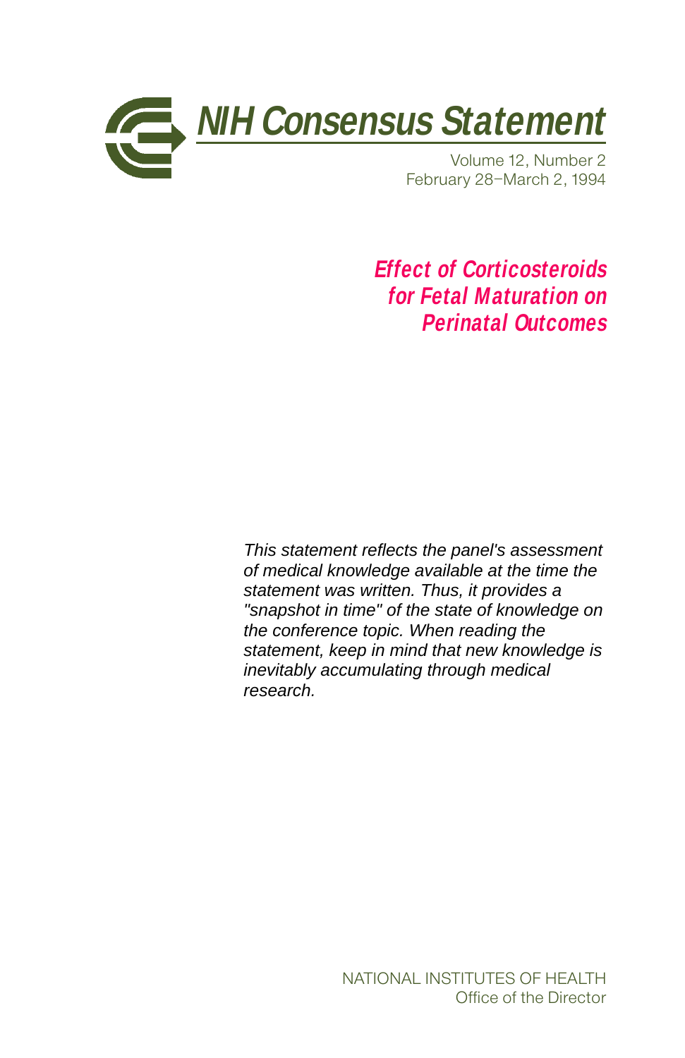# NIH Consensus Statement

Volume 12, Number 2
February 28–March 2, 1994

## Effect of Corticosteroids for Fetal Maturation on Perinatal Outcomes

*This statement reflects the panel's assessment of medical knowledge available at the time the statement was written. Thus, it provides a "snapshot in time" of the state of knowledge on the conference topic. When reading the statement, keep in mind that new knowledge is inevitably accumulating through medical research.*

NATIONAL INSTITUTES OF HEALTH
Office of the Director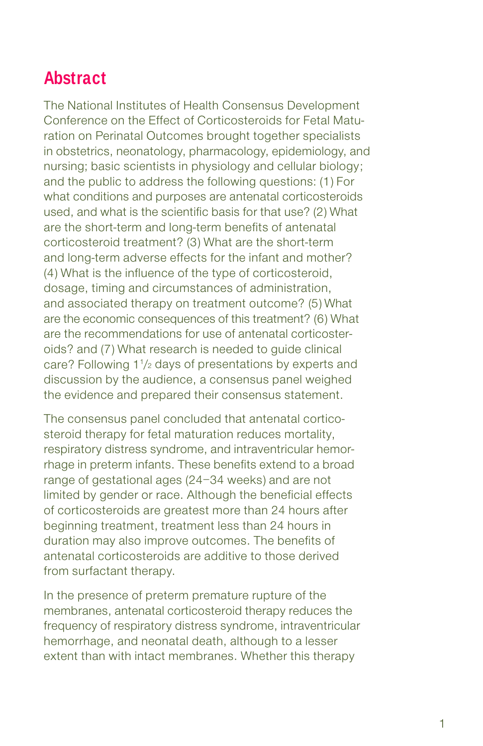# Abstract

The National Institutes of Health Consensus Development Conference on the Effect of Corticosteroids for Fetal Maturation on Perinatal Outcomes brought together specialists in obstetrics, neonatology, pharmacology, epidemiology, and nursing; basic scientists in physiology and cellular biology; and the public to address the following questions: (1) For what conditions and purposes are antenatal corticosteroids used, and what is the scientific basis for that use? (2) What are the short-term and long-term benefits of antenatal corticosteroid treatment? (3) What are the short-term and long-term adverse effects for the infant and mother? (4) What is the influence of the type of corticosteroid, dosage, timing and circumstances of administration, and associated therapy on treatment outcome? (5) What are the economic consequences of this treatment? (6) What are the recommendations for use of antenatal corticosteroids? and (7) What research is needed to guide clinical care? Following 1½ days of presentations by experts and discussion by the audience, a consensus panel weighed the evidence and prepared their consensus statement.

The consensus panel concluded that antenatal corticosteroid therapy for fetal maturation reduces mortality, respiratory distress syndrome, and intraventricular hemorrhage in preterm infants. These benefits extend to a broad range of gestational ages (24–34 weeks) and are not limited by gender or race. Although the beneficial effects of corticosteroids are greatest more than 24 hours after beginning treatment, treatment less than 24 hours in duration may also improve outcomes. The benefits of antenatal corticosteroids are additive to those derived from surfactant therapy.

In the presence of preterm premature rupture of the membranes, antenatal corticosteroid therapy reduces the frequency of respiratory distress syndrome, intraventricular hemorrhage, and neonatal death, although to a lesser extent than with intact membranes. Whether this therapy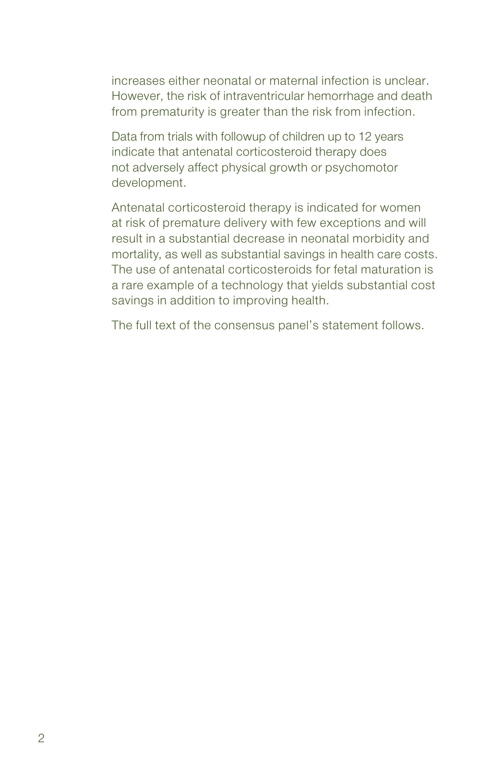increases either neonatal or maternal infection is unclear. However, the risk of intraventricular hemorrhage and death from prematurity is greater than the risk from infection.

Data from trials with followup of children up to 12 years indicate that antenatal corticosteroid therapy does not adversely affect physical growth or psychomotor development.

Antenatal corticosteroid therapy is indicated for women at risk of premature delivery with few exceptions and will result in a substantial decrease in neonatal morbidity and mortality, as well as substantial savings in health care costs. The use of antenatal corticosteroids for fetal maturation is a rare example of a technology that yields substantial cost savings in addition to improving health.

The full text of the consensus panel's statement follows.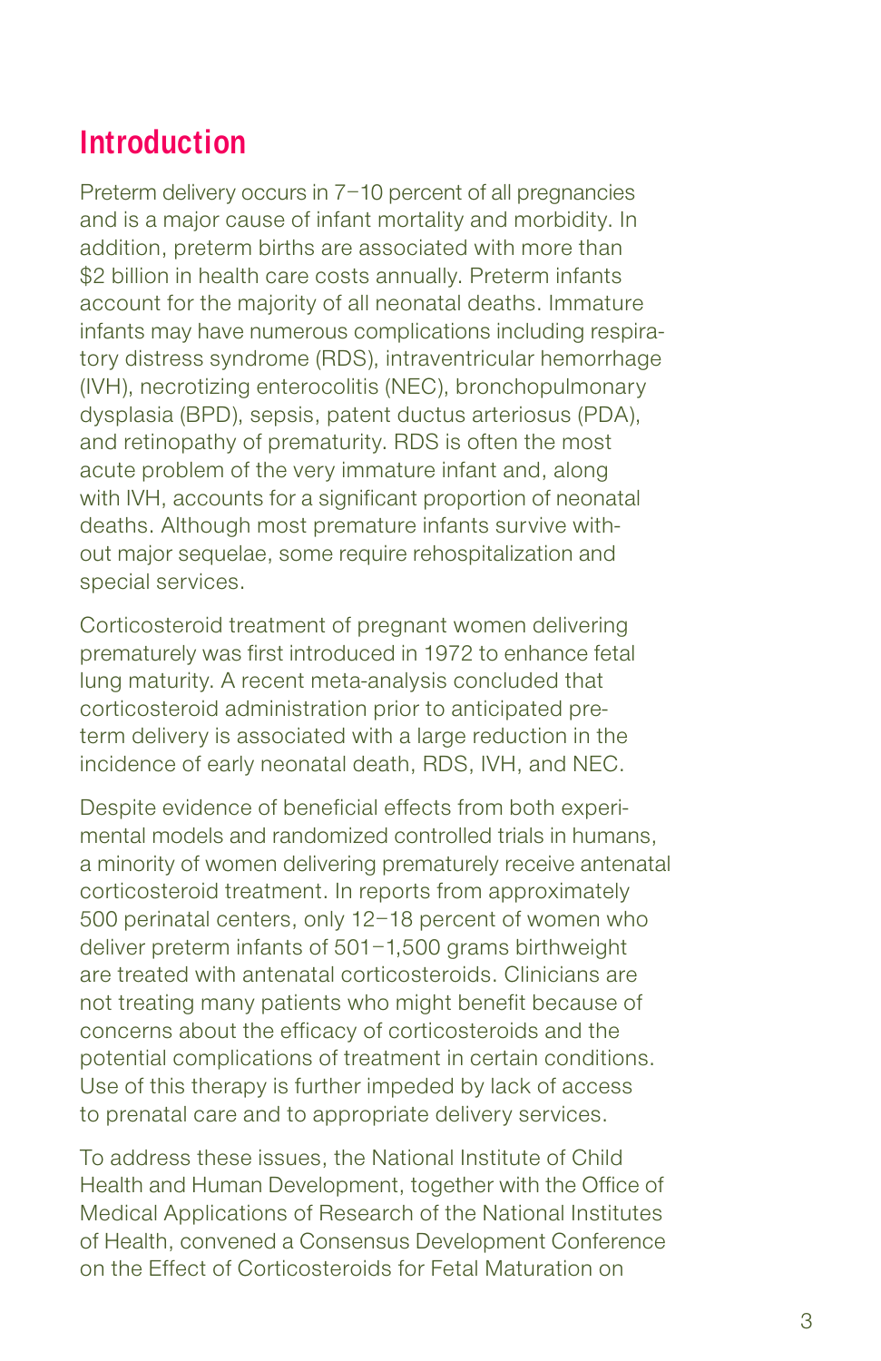## Introduction

Preterm delivery occurs in 7–10 percent of all pregnancies and is a major cause of infant mortality and morbidity. In addition, preterm births are associated with more than $2 billion in health care costs annually. Preterm infants account for the majority of all neonatal deaths. Immature infants may have numerous complications including respiratory distress syndrome (RDS), intraventricular hemorrhage (IVH), necrotizing enterocolitis (NEC), bronchopulmonary dysplasia (BPD), sepsis, patent ductus arteriosus (PDA), and retinopathy of prematurity. RDS is often the most acute problem of the very immature infant and, along with IVH, accounts for a significant proportion of neonatal deaths. Although most premature infants survive without major sequelae, some require rehospitalization and special services.

Corticosteroid treatment of pregnant women delivering prematurely was first introduced in 1972 to enhance fetal lung maturity. A recent meta-analysis concluded that corticosteroid administration prior to anticipated preterm delivery is associated with a large reduction in the incidence of early neonatal death, RDS, IVH, and NEC.

Despite evidence of beneficial effects from both experimental models and randomized controlled trials in humans, a minority of women delivering prematurely receive antenatal corticosteroid treatment. In reports from approximately 500 perinatal centers, only 12–18 percent of women who deliver preterm infants of 501–1,500 grams birthweight are treated with antenatal corticosteroids. Clinicians are not treating many patients who might benefit because of concerns about the efficacy of corticosteroids and the potential complications of treatment in certain conditions. Use of this therapy is further impeded by lack of access to prenatal care and to appropriate delivery services.

To address these issues, the National Institute of Child Health and Human Development, together with the Office of Medical Applications of Research of the National Institutes of Health, convened a Consensus Development Conference on the Effect of Corticosteroids for Fetal Maturation on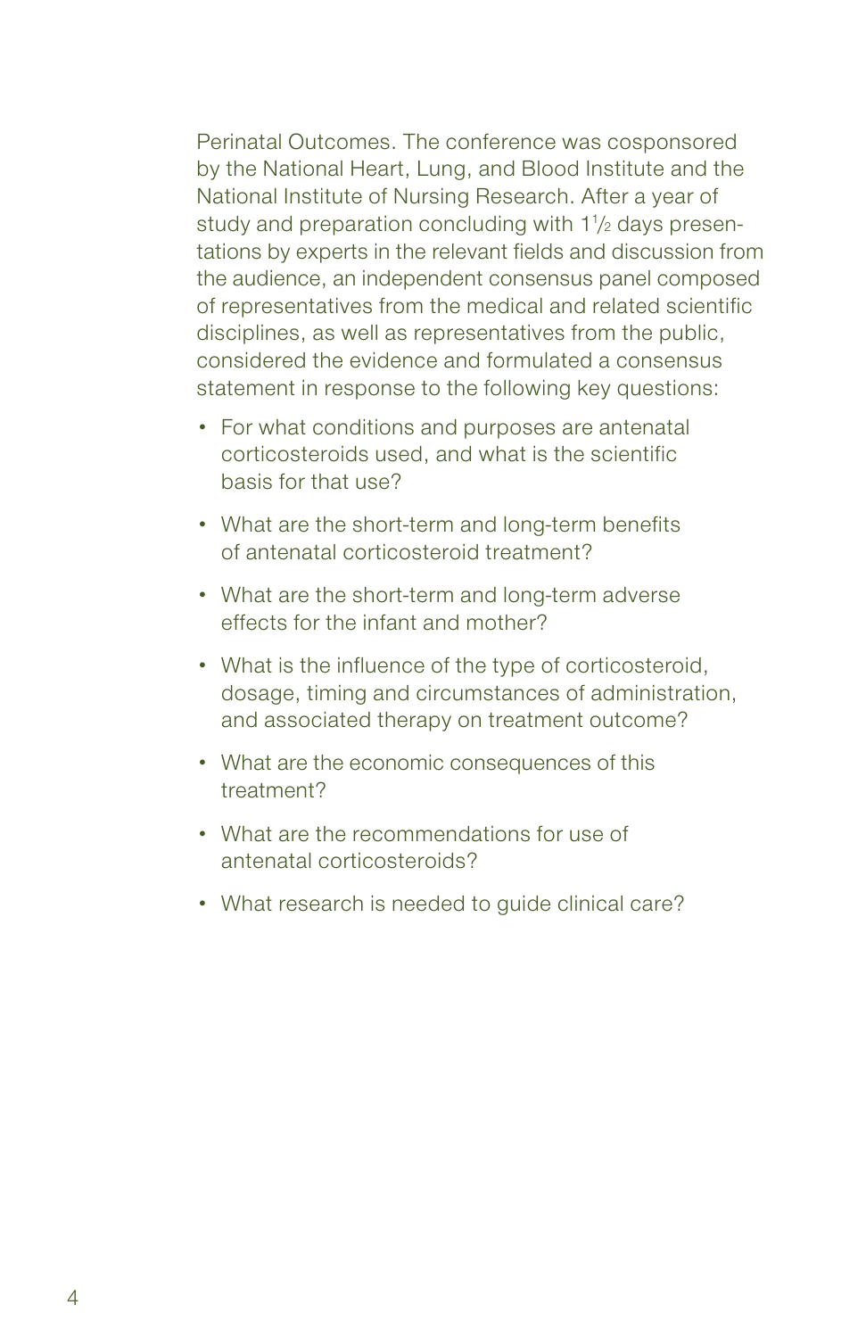Perinatal Outcomes. The conference was cosponsored by the National Heart, Lung, and Blood Institute and the National Institute of Nursing Research. After a year of study and preparation concluding with 1½ days presentations by experts in the relevant fields and discussion from the audience, an independent consensus panel composed of representatives from the medical and related scientific disciplines, as well as representatives from the public, considered the evidence and formulated a consensus statement in response to the following key questions:

- For what conditions and purposes are antenatal corticosteroids used, and what is the scientific basis for that use?
- What are the short-term and long-term benefits of antenatal corticosteroid treatment?
- What are the short-term and long-term adverse effects for the infant and mother?
- What is the influence of the type of corticosteroid, dosage, timing and circumstances of administration, and associated therapy on treatment outcome?
- What are the economic consequences of this treatment?
- What are the recommendations for use of antenatal corticosteroids?
- What research is needed to guide clinical care?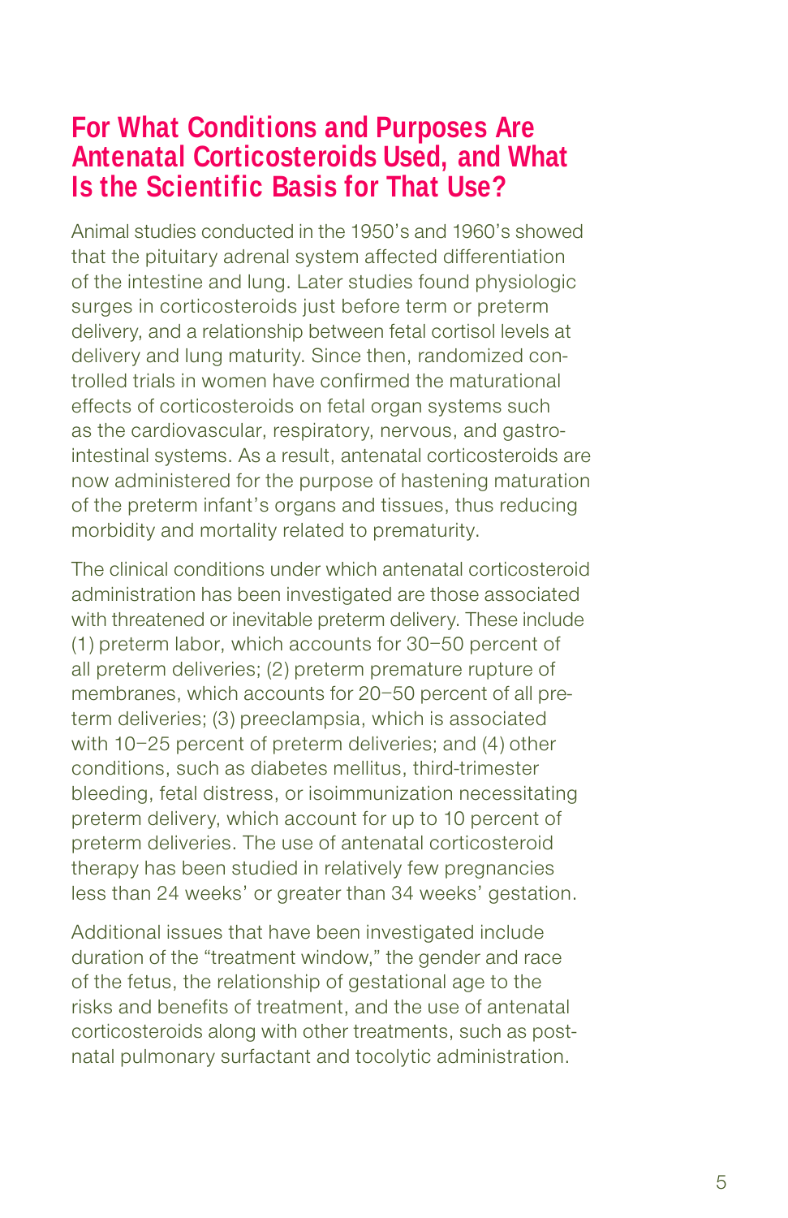## For What Conditions and Purposes Are Antenatal Corticosteroids Used, and What Is the Scientific Basis for That Use?

Animal studies conducted in the 1950's and 1960's showed that the pituitary adrenal system affected differentiation of the intestine and lung. Later studies found physiologic surges in corticosteroids just before term or preterm delivery, and a relationship between fetal cortisol levels at delivery and lung maturity. Since then, randomized controlled trials in women have confirmed the maturational effects of corticosteroids on fetal organ systems such as the cardiovascular, respiratory, nervous, and gastrointestinal systems. As a result, antenatal corticosteroids are now administered for the purpose of hastening maturation of the preterm infant's organs and tissues, thus reducing morbidity and mortality related to prematurity.

The clinical conditions under which antenatal corticosteroid administration has been investigated are those associated with threatened or inevitable preterm delivery. These include (1) preterm labor, which accounts for 30–50 percent of all preterm deliveries; (2) preterm premature rupture of membranes, which accounts for 20–50 percent of all preterm deliveries; (3) preeclampsia, which is associated with 10–25 percent of preterm deliveries; and (4) other conditions, such as diabetes mellitus, third-trimester bleeding, fetal distress, or isoimmunization necessitating preterm delivery, which account for up to 10 percent of preterm deliveries. The use of antenatal corticosteroid therapy has been studied in relatively few pregnancies less than 24 weeks' or greater than 34 weeks' gestation.

Additional issues that have been investigated include duration of the "treatment window," the gender and race of the fetus, the relationship of gestational age to the risks and benefits of treatment, and the use of antenatal corticosteroids along with other treatments, such as postnatal pulmonary surfactant and tocolytic administration.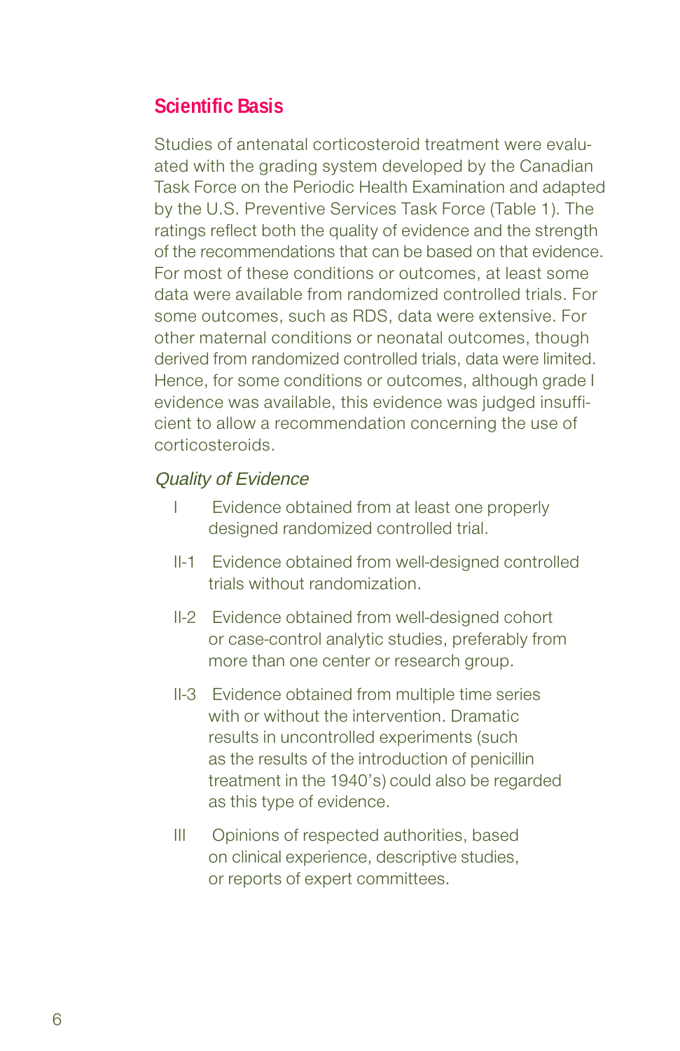## Scientific Basis

Studies of antenatal corticosteroid treatment were evaluated with the grading system developed by the Canadian Task Force on the Periodic Health Examination and adapted by the U.S. Preventive Services Task Force (Table 1). The ratings reflect both the quality of evidence and the strength of the recommendations that can be based on that evidence. For most of these conditions or outcomes, at least some data were available from randomized controlled trials. For some outcomes, such as RDS, data were extensive. For other maternal conditions or neonatal outcomes, though derived from randomized controlled trials, data were limited. Hence, for some conditions or outcomes, although grade I evidence was available, this evidence was judged insufficient to allow a recommendation concerning the use of corticosteroids.

### *Quality of Evidence*

- I Evidence obtained from at least one properly designed randomized controlled trial.
- II-1 Evidence obtained from well-designed controlled trials without randomization.
- II-2 Evidence obtained from well-designed cohort or case-control analytic studies, preferably from more than one center or research group.
- II-3 Evidence obtained from multiple time series with or without the intervention. Dramatic results in uncontrolled experiments (such as the results of the introduction of penicillin treatment in the 1940's) could also be regarded as this type of evidence.
- III Opinions of respected authorities, based on clinical experience, descriptive studies, or reports of expert committees.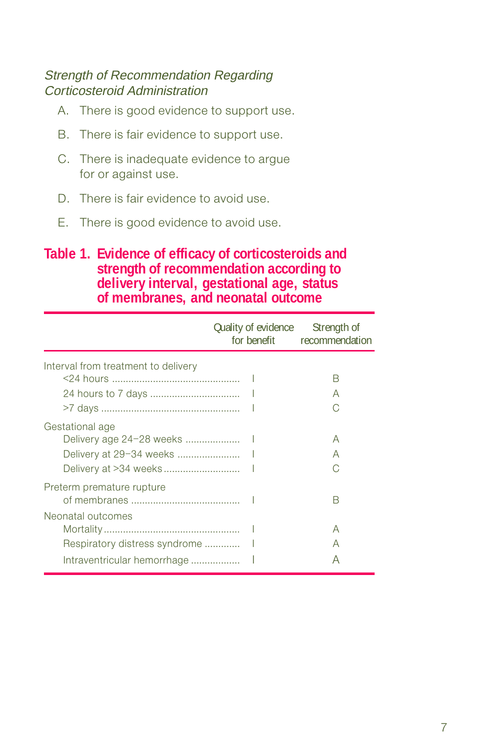*Strength of Recommendation Regarding Corticosteroid Administration*

A. There is good evidence to support use.

B. There is fair evidence to support use.

C. There is inadequate evidence to argue for or against use.

D. There is fair evidence to avoid use.

E. There is good evidence to avoid use.

## Table 1. Evidence of efficacy of corticosteroids and strength of recommendation according to delivery interval, gestational age, status of membranes, and neonatal outcome

| | Quality of evidence for benefit | Strength of recommendation |
|---|---|---|
| Interval from treatment to delivery | | |
| <24 hours | I | B |
| 24 hours to 7 days | I | A |
| >7 days | I | C |
| Gestational age | | |
| Delivery age 24–28 weeks | I | A |
| Delivery at 29–34 weeks | I | A |
| Delivery at >34 weeks | I | C |
| Preterm premature rupture of membranes | I | B |
| Neonatal outcomes | | |
| Mortality | I | A |
| Respiratory distress syndrome | I | A |
| Intraventricular hemorrhage | I | A |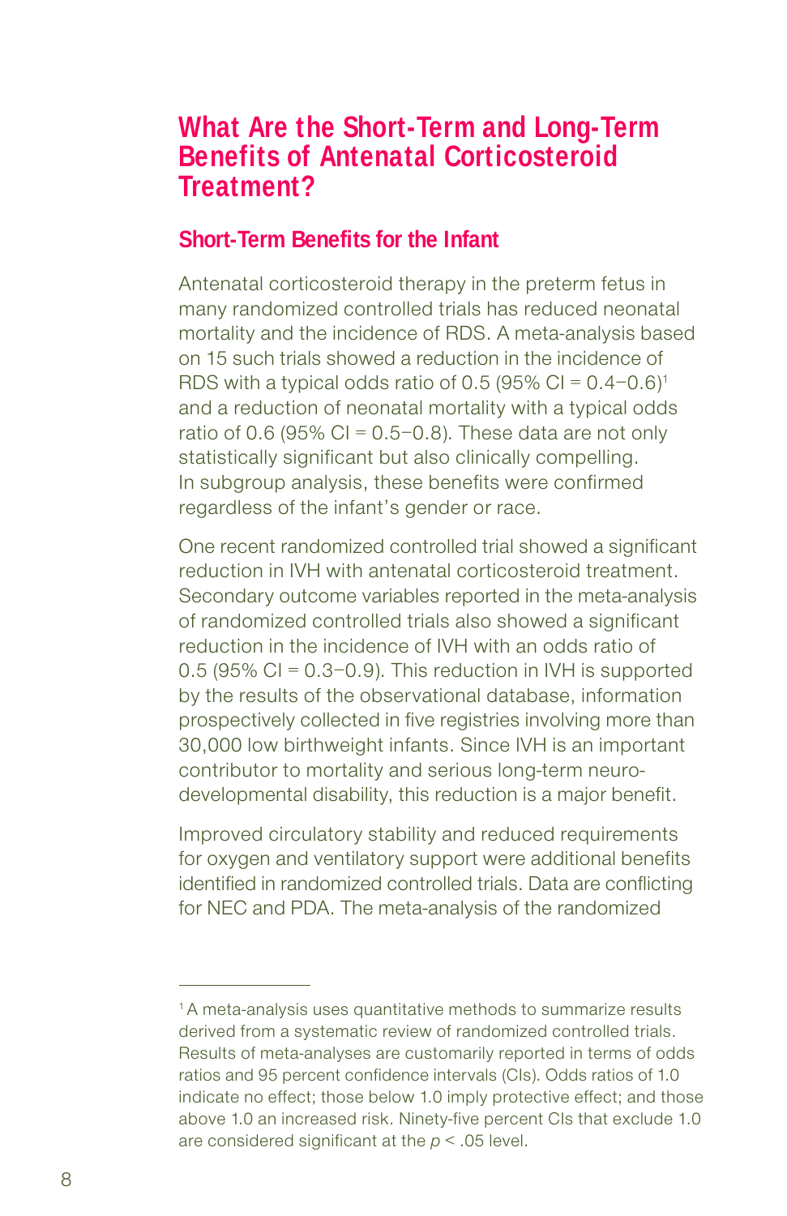# What Are the Short-Term and Long-Term Benefits of Antenatal Corticosteroid Treatment?

## Short-Term Benefits for the Infant

Antenatal corticosteroid therapy in the preterm fetus in many randomized controlled trials has reduced neonatal mortality and the incidence of RDS. A meta-analysis based on 15 such trials showed a reduction in the incidence of RDS with a typical odds ratio of 0.5 (95% CI = 0.4–0.6)[1] and a reduction of neonatal mortality with a typical odds ratio of 0.6 (95% CI = 0.5–0.8). These data are not only statistically significant but also clinically compelling. In subgroup analysis, these benefits were confirmed regardless of the infant's gender or race.

One recent randomized controlled trial showed a significant reduction in IVH with antenatal corticosteroid treatment. Secondary outcome variables reported in the meta-analysis of randomized controlled trials also showed a significant reduction in the incidence of IVH with an odds ratio of 0.5 (95% CI = 0.3–0.9). This reduction in IVH is supported by the results of the observational database, information prospectively collected in five registries involving more than 30,000 low birthweight infants. Since IVH is an important contributor to mortality and serious long-term neuro-developmental disability, this reduction is a major benefit.

Improved circulatory stability and reduced requirements for oxygen and ventilatory support were additional benefits identified in randomized controlled trials. Data are conflicting for NEC and PDA. The meta-analysis of the randomized

---

[1] A meta-analysis uses quantitative methods to summarize results derived from a systematic review of randomized controlled trials. Results of meta-analyses are customarily reported in terms of odds ratios and 95 percent confidence intervals (CIs). Odds ratios of 1.0 indicate no effect; those below 1.0 imply protective effect; and those above 1.0 an increased risk. Ninety-five percent CIs that exclude 1.0 are considered significant at the $p < .05$ level.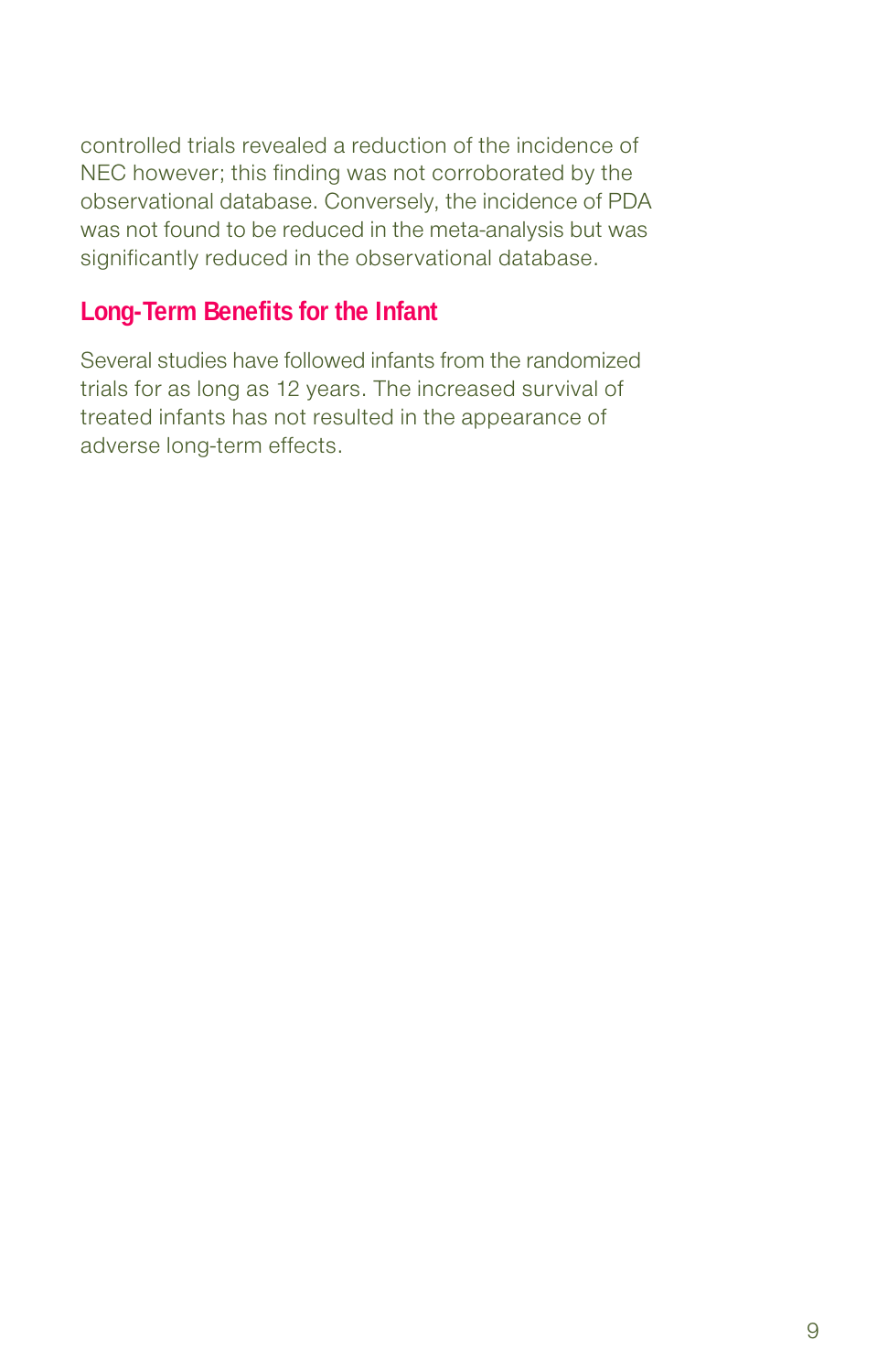controlled trials revealed a reduction of the incidence of NEC however; this finding was not corroborated by the observational database. Conversely, the incidence of PDA was not found to be reduced in the meta-analysis but was significantly reduced in the observational database.

## Long-Term Benefits for the Infant

Several studies have followed infants from the randomized trials for as long as 12 years. The increased survival of treated infants has not resulted in the appearance of adverse long-term effects.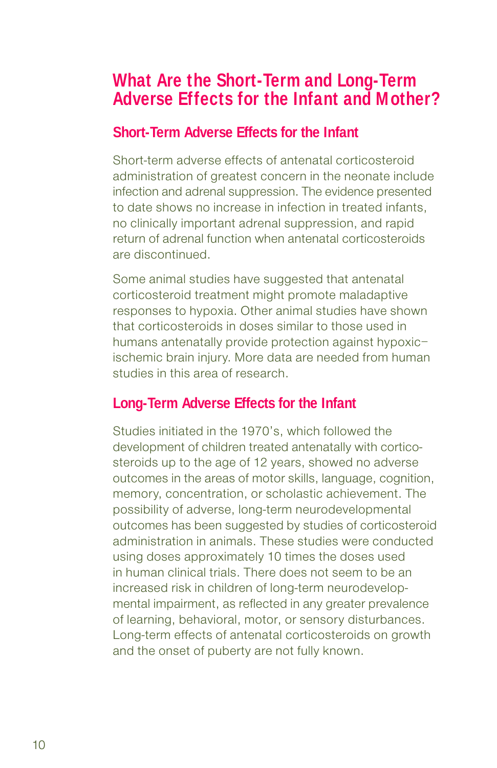## What Are the Short-Term and Long-Term Adverse Effects for the Infant and Mother?

### Short-Term Adverse Effects for the Infant

Short-term adverse effects of antenatal corticosteroid administration of greatest concern in the neonate include infection and adrenal suppression. The evidence presented to date shows no increase in infection in treated infants, no clinically important adrenal suppression, and rapid return of adrenal function when antenatal corticosteroids are discontinued.

Some animal studies have suggested that antenatal corticosteroid treatment might promote maladaptive responses to hypoxia. Other animal studies have shown that corticosteroids in doses similar to those used in humans antenatally provide protection against hypoxic–ischemic brain injury. More data are needed from human studies in this area of research.

### Long-Term Adverse Effects for the Infant

Studies initiated in the 1970's, which followed the development of children treated antenatally with corticosteroids up to the age of 12 years, showed no adverse outcomes in the areas of motor skills, language, cognition, memory, concentration, or scholastic achievement. The possibility of adverse, long-term neurodevelopmental outcomes has been suggested by studies of corticosteroid administration in animals. These studies were conducted using doses approximately 10 times the doses used in human clinical trials. There does not seem to be an increased risk in children of long-term neurodevelopmental impairment, as reflected in any greater prevalence of learning, behavioral, motor, or sensory disturbances. Long-term effects of antenatal corticosteroids on growth and the onset of puberty are not fully known.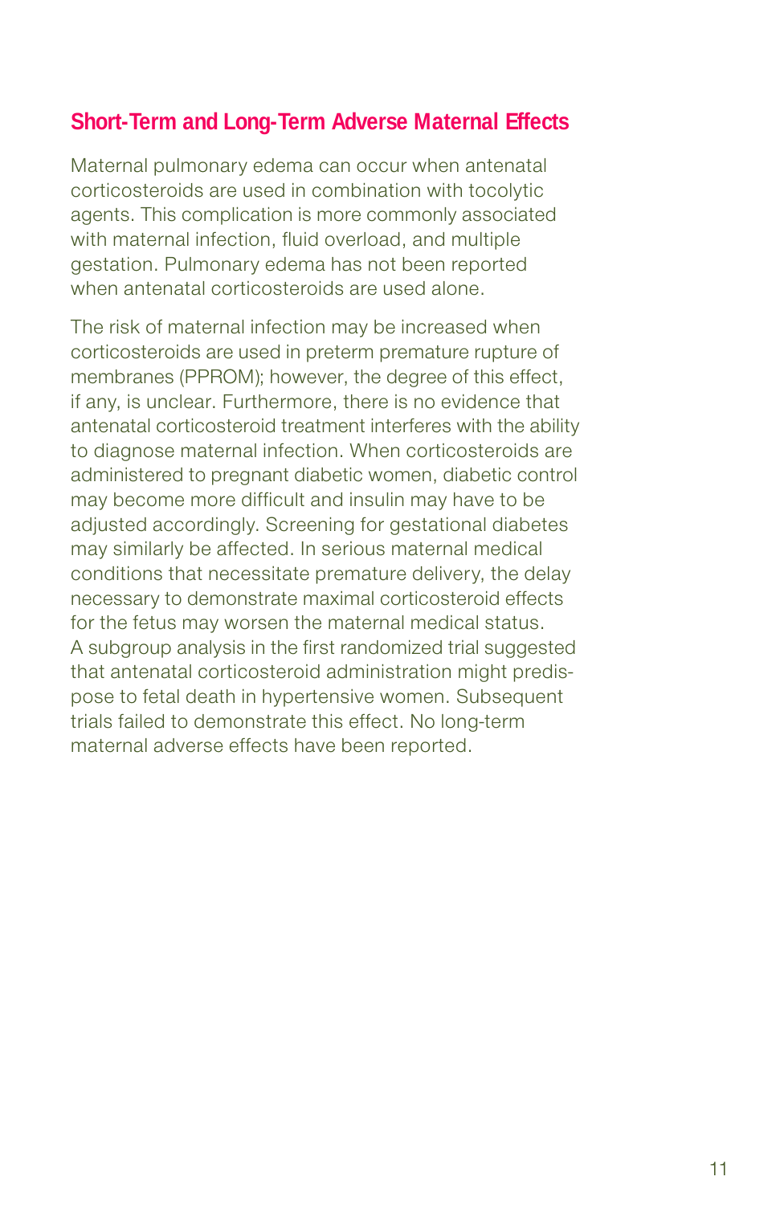## Short-Term and Long-Term Adverse Maternal Effects

Maternal pulmonary edema can occur when antenatal corticosteroids are used in combination with tocolytic agents. This complication is more commonly associated with maternal infection, fluid overload, and multiple gestation. Pulmonary edema has not been reported when antenatal corticosteroids are used alone.

The risk of maternal infection may be increased when corticosteroids are used in preterm premature rupture of membranes (PPROM); however, the degree of this effect, if any, is unclear. Furthermore, there is no evidence that antenatal corticosteroid treatment interferes with the ability to diagnose maternal infection. When corticosteroids are administered to pregnant diabetic women, diabetic control may become more difficult and insulin may have to be adjusted accordingly. Screening for gestational diabetes may similarly be affected. In serious maternal medical conditions that necessitate premature delivery, the delay necessary to demonstrate maximal corticosteroid effects for the fetus may worsen the maternal medical status. A subgroup analysis in the first randomized trial suggested that antenatal corticosteroid administration might predispose to fetal death in hypertensive women. Subsequent trials failed to demonstrate this effect. No long-term maternal adverse effects have been reported.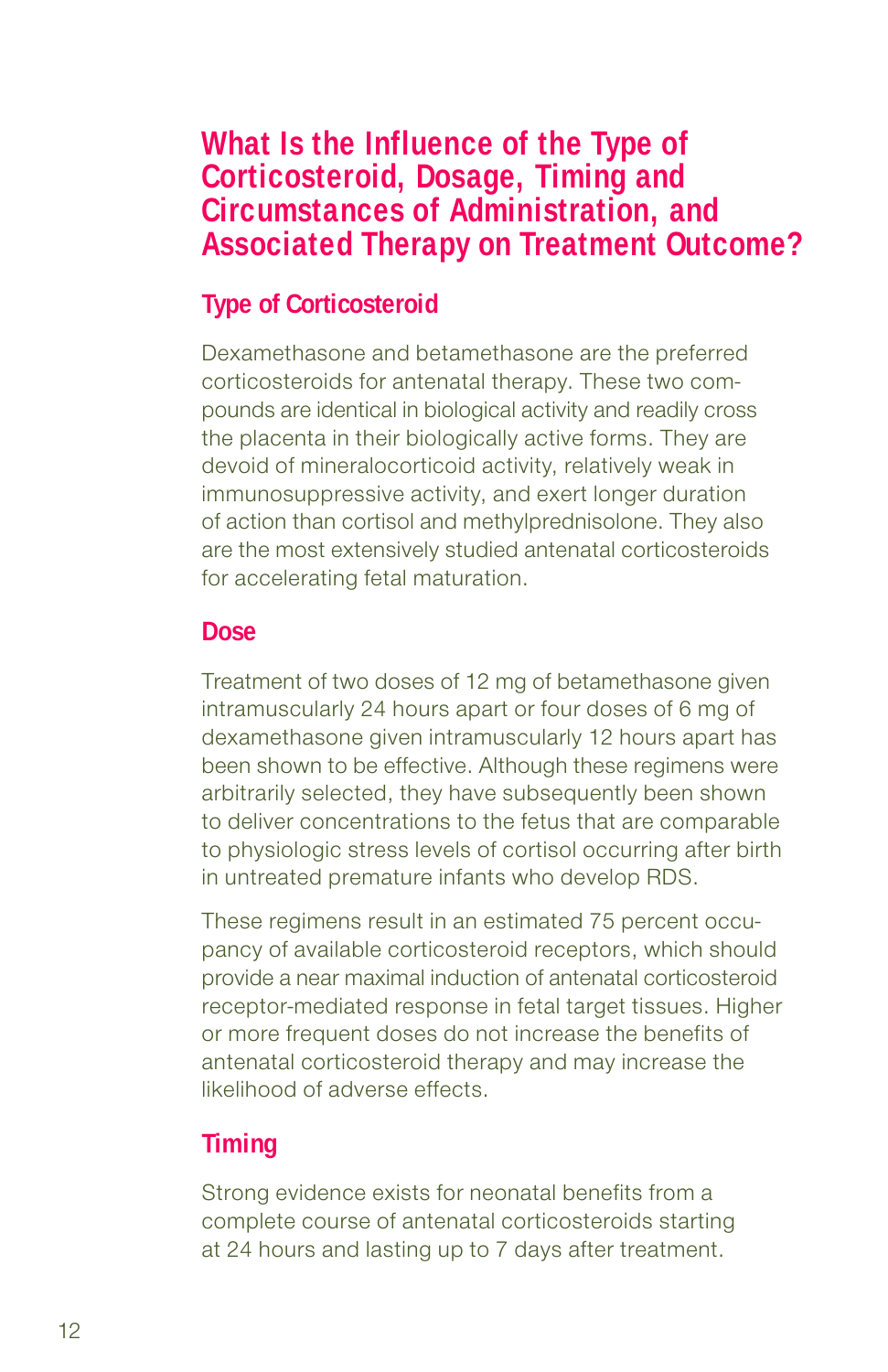## What Is the Influence of the Type of Corticosteroid, Dosage, Timing and Circumstances of Administration, and Associated Therapy on Treatment Outcome?

### Type of Corticosteroid

Dexamethasone and betamethasone are the preferred corticosteroids for antenatal therapy. These two compounds are identical in biological activity and readily cross the placenta in their biologically active forms. They are devoid of mineralocorticoid activity, relatively weak in immunosuppressive activity, and exert longer duration of action than cortisol and methylprednisolone. They also are the most extensively studied antenatal corticosteroids for accelerating fetal maturation.

### Dose

Treatment of two doses of 12 mg of betamethasone given intramuscularly 24 hours apart or four doses of 6 mg of dexamethasone given intramuscularly 12 hours apart has been shown to be effective. Although these regimens were arbitrarily selected, they have subsequently been shown to deliver concentrations to the fetus that are comparable to physiologic stress levels of cortisol occurring after birth in untreated premature infants who develop RDS.

These regimens result in an estimated 75 percent occupancy of available corticosteroid receptors, which should provide a near maximal induction of antenatal corticosteroid receptor-mediated response in fetal target tissues. Higher or more frequent doses do not increase the benefits of antenatal corticosteroid therapy and may increase the likelihood of adverse effects.

### Timing

Strong evidence exists for neonatal benefits from a complete course of antenatal corticosteroids starting at 24 hours and lasting up to 7 days after treatment.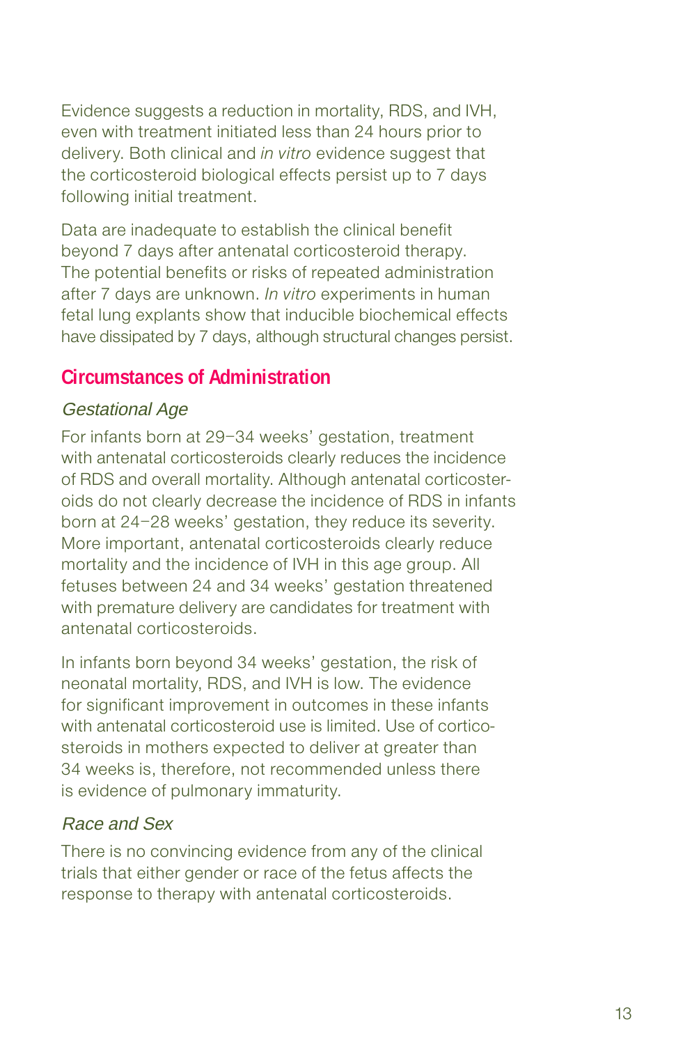Evidence suggests a reduction in mortality, RDS, and IVH, even with treatment initiated less than 24 hours prior to delivery. Both clinical and *in vitro* evidence suggest that the corticosteroid biological effects persist up to 7 days following initial treatment.

Data are inadequate to establish the clinical benefit beyond 7 days after antenatal corticosteroid therapy. The potential benefits or risks of repeated administration after 7 days are unknown. *In vitro* experiments in human fetal lung explants show that inducible biochemical effects have dissipated by 7 days, although structural changes persist.

## Circumstances of Administration

### *Gestational Age*

For infants born at 29–34 weeks' gestation, treatment with antenatal corticosteroids clearly reduces the incidence of RDS and overall mortality. Although antenatal corticosteroids do not clearly decrease the incidence of RDS in infants born at 24–28 weeks' gestation, they reduce its severity. More important, antenatal corticosteroids clearly reduce mortality and the incidence of IVH in this age group. All fetuses between 24 and 34 weeks' gestation threatened with premature delivery are candidates for treatment with antenatal corticosteroids.

In infants born beyond 34 weeks' gestation, the risk of neonatal mortality, RDS, and IVH is low. The evidence for significant improvement in outcomes in these infants with antenatal corticosteroid use is limited. Use of corticosteroids in mothers expected to deliver at greater than 34 weeks is, therefore, not recommended unless there is evidence of pulmonary immaturity.

### *Race and Sex*

There is no convincing evidence from any of the clinical trials that either gender or race of the fetus affects the response to therapy with antenatal corticosteroids.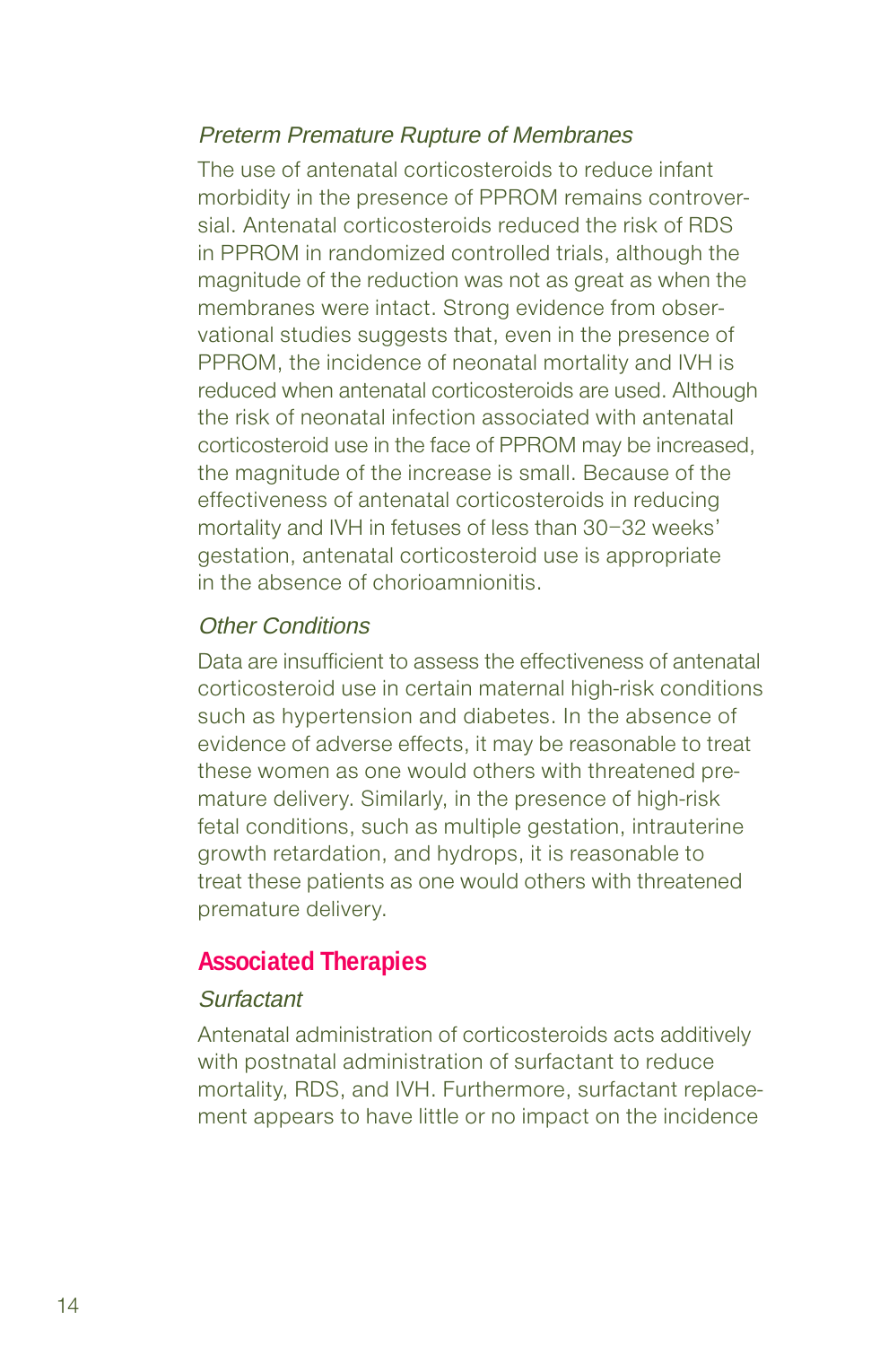### *Preterm Premature Rupture of Membranes*

The use of antenatal corticosteroids to reduce infant morbidity in the presence of PPROM remains controversial. Antenatal corticosteroids reduced the risk of RDS in PPROM in randomized controlled trials, although the magnitude of the reduction was not as great as when the membranes were intact. Strong evidence from observational studies suggests that, even in the presence of PPROM, the incidence of neonatal mortality and IVH is reduced when antenatal corticosteroids are used. Although the risk of neonatal infection associated with antenatal corticosteroid use in the face of PPROM may be increased, the magnitude of the increase is small. Because of the effectiveness of antenatal corticosteroids in reducing mortality and IVH in fetuses of less than 30–32 weeks' gestation, antenatal corticosteroid use is appropriate in the absence of chorioamnionitis.

### *Other Conditions*

Data are insufficient to assess the effectiveness of antenatal corticosteroid use in certain maternal high-risk conditions such as hypertension and diabetes. In the absence of evidence of adverse effects, it may be reasonable to treat these women as one would others with threatened premature delivery. Similarly, in the presence of high-risk fetal conditions, such as multiple gestation, intrauterine growth retardation, and hydrops, it is reasonable to treat these patients as one would others with threatened premature delivery.

## Associated Therapies

### *Surfactant*

Antenatal administration of corticosteroids acts additively with postnatal administration of surfactant to reduce mortality, RDS, and IVH. Furthermore, surfactant replacement appears to have little or no impact on the incidence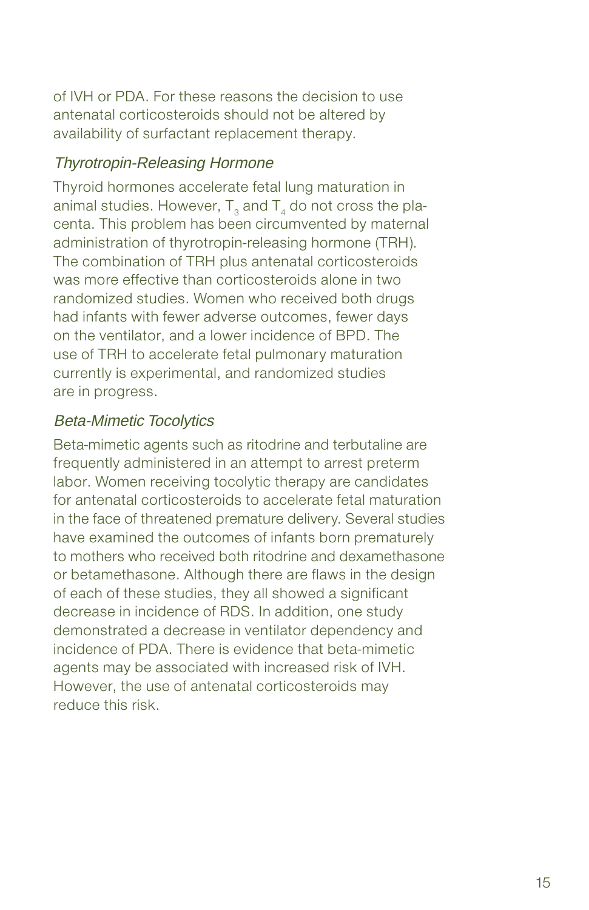of IVH or PDA. For these reasons the decision to use antenatal corticosteroids should not be altered by availability of surfactant replacement therapy.

### *Thyrotropin-Releasing Hormone*

Thyroid hormones accelerate fetal lung maturation in animal studies. However, $T_3$ and $T_4$ do not cross the placenta. This problem has been circumvented by maternal administration of thyrotropin-releasing hormone (TRH). The combination of TRH plus antenatal corticosteroids was more effective than corticosteroids alone in two randomized studies. Women who received both drugs had infants with fewer adverse outcomes, fewer days on the ventilator, and a lower incidence of BPD. The use of TRH to accelerate fetal pulmonary maturation currently is experimental, and randomized studies are in progress.

### *Beta-Mimetic Tocolytics*

Beta-mimetic agents such as ritodrine and terbutaline are frequently administered in an attempt to arrest preterm labor. Women receiving tocolytic therapy are candidates for antenatal corticosteroids to accelerate fetal maturation in the face of threatened premature delivery. Several studies have examined the outcomes of infants born prematurely to mothers who received both ritodrine and dexamethasone or betamethasone. Although there are flaws in the design of each of these studies, they all showed a significant decrease in incidence of RDS. In addition, one study demonstrated a decrease in ventilator dependency and incidence of PDA. There is evidence that beta-mimetic agents may be associated with increased risk of IVH. However, the use of antenatal corticosteroids may reduce this risk.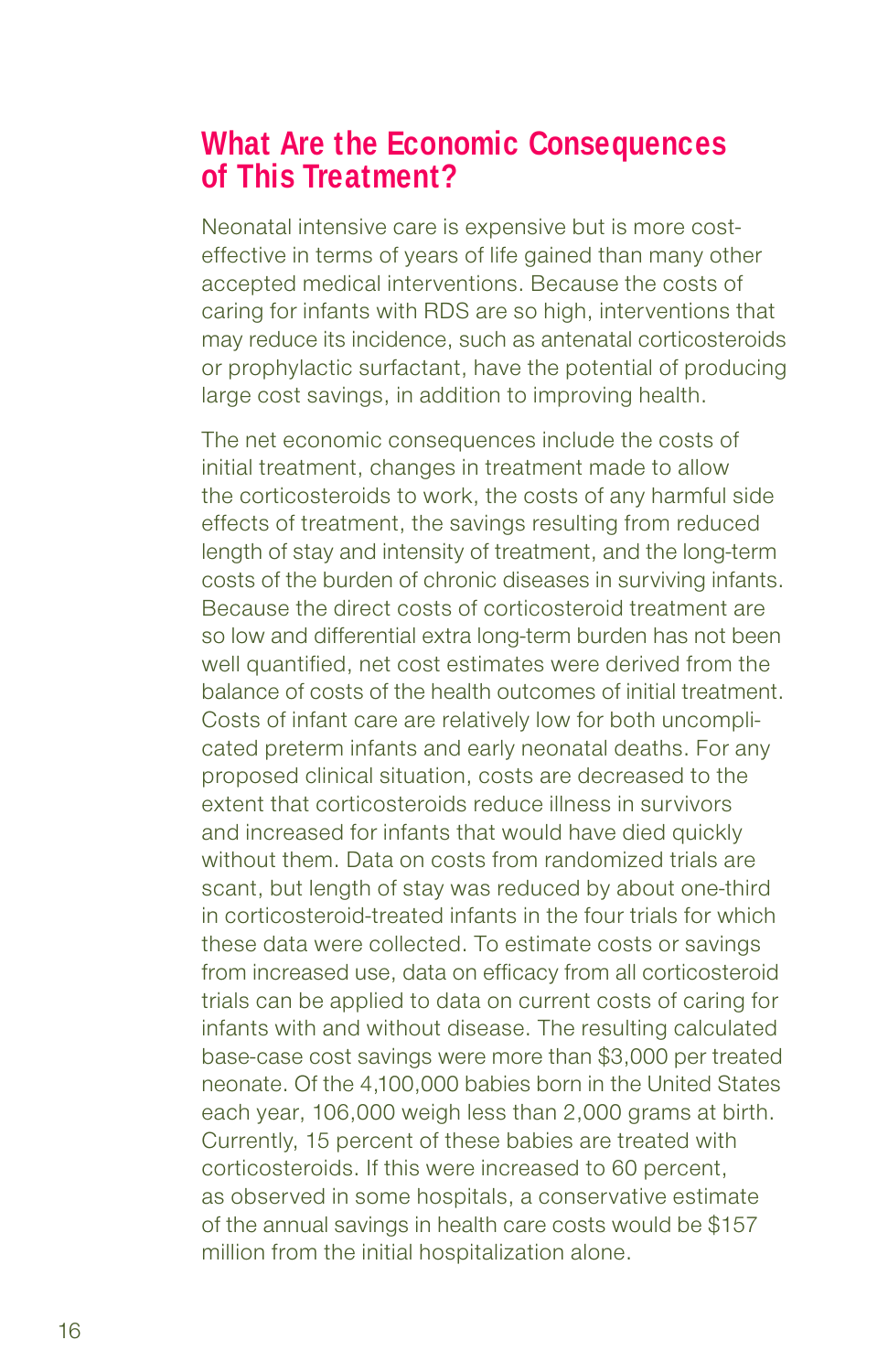## What Are the Economic Consequences of This Treatment?

Neonatal intensive care is expensive but is more cost-effective in terms of years of life gained than many other accepted medical interventions. Because the costs of caring for infants with RDS are so high, interventions that may reduce its incidence, such as antenatal corticosteroids or prophylactic surfactant, have the potential of producing large cost savings, in addition to improving health.

The net economic consequences include the costs of initial treatment, changes in treatment made to allow the corticosteroids to work, the costs of any harmful side effects of treatment, the savings resulting from reduced length of stay and intensity of treatment, and the long-term costs of the burden of chronic diseases in surviving infants. Because the direct costs of corticosteroid treatment are so low and differential extra long-term burden has not been well quantified, net cost estimates were derived from the balance of costs of the health outcomes of initial treatment. Costs of infant care are relatively low for both uncomplicated preterm infants and early neonatal deaths. For any proposed clinical situation, costs are decreased to the extent that corticosteroids reduce illness in survivors and increased for infants that would have died quickly without them. Data on costs from randomized trials are scant, but length of stay was reduced by about one-third in corticosteroid-treated infants in the four trials for which these data were collected. To estimate costs or savings from increased use, data on efficacy from all corticosteroid trials can be applied to data on current costs of caring for infants with and without disease. The resulting calculated base-case cost savings were more than $3,000 per treated neonate. Of the 4,100,000 babies born in the United States each year, 106,000 weigh less than 2,000 grams at birth. Currently, 15 percent of these babies are treated with corticosteroids. If this were increased to 60 percent, as observed in some hospitals, a conservative estimate of the annual savings in health care costs would be $157 million from the initial hospitalization alone.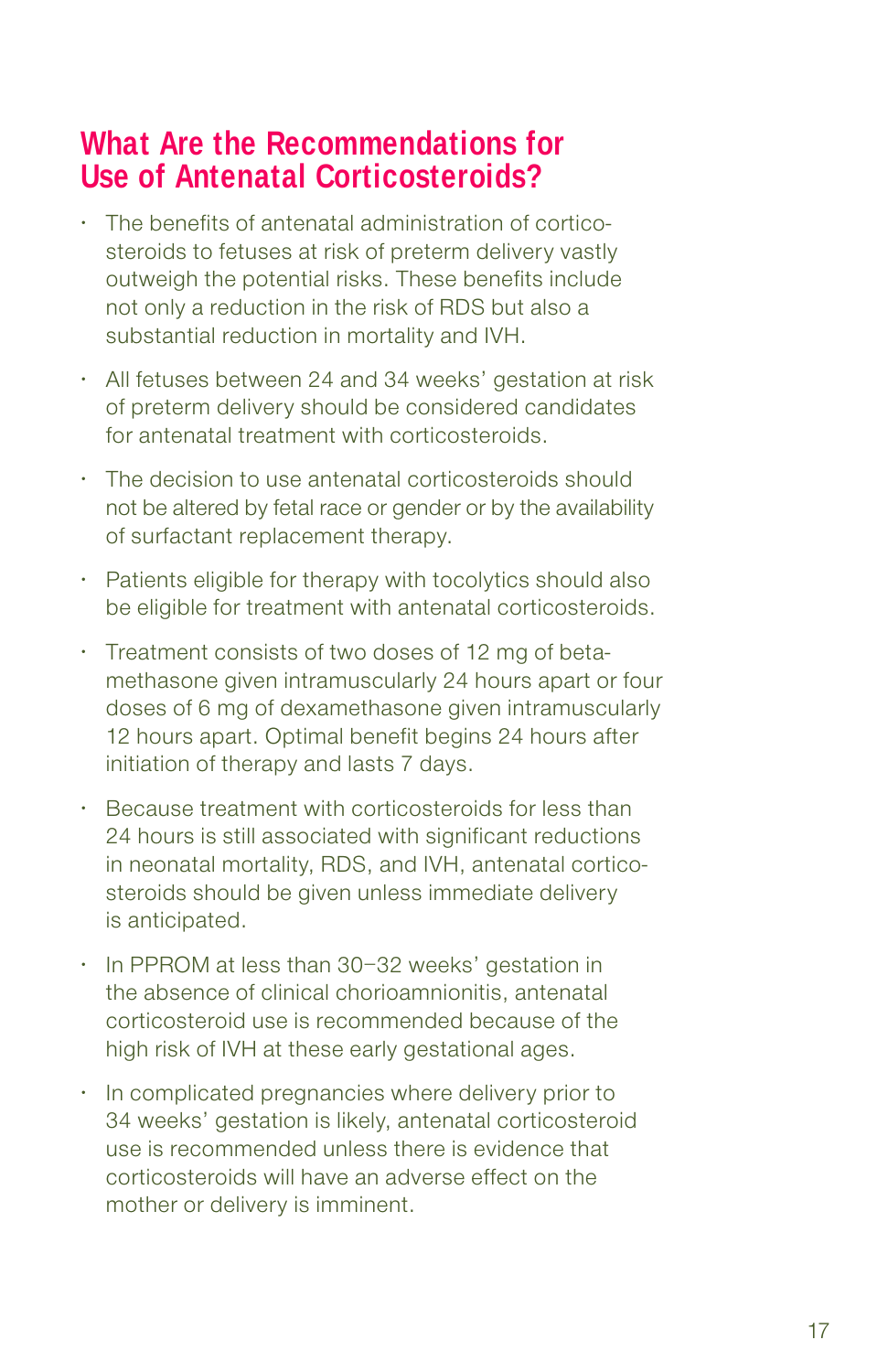## What Are the Recommendations for Use of Antenatal Corticosteroids?

- The benefits of antenatal administration of corticosteroids to fetuses at risk of preterm delivery vastly outweigh the potential risks. These benefits include not only a reduction in the risk of RDS but also a substantial reduction in mortality and IVH.
- All fetuses between 24 and 34 weeks' gestation at risk of preterm delivery should be considered candidates for antenatal treatment with corticosteroids.
- The decision to use antenatal corticosteroids should not be altered by fetal race or gender or by the availability of surfactant replacement therapy.
- Patients eligible for therapy with tocolytics should also be eligible for treatment with antenatal corticosteroids.
- Treatment consists of two doses of 12 mg of betamethasone given intramuscularly 24 hours apart or four doses of 6 mg of dexamethasone given intramuscularly 12 hours apart. Optimal benefit begins 24 hours after initiation of therapy and lasts 7 days.
- Because treatment with corticosteroids for less than 24 hours is still associated with significant reductions in neonatal mortality, RDS, and IVH, antenatal corticosteroids should be given unless immediate delivery is anticipated.
- In PPROM at less than 30–32 weeks' gestation in the absence of clinical chorioamnionitis, antenatal corticosteroid use is recommended because of the high risk of IVH at these early gestational ages.
- In complicated pregnancies where delivery prior to 34 weeks' gestation is likely, antenatal corticosteroid use is recommended unless there is evidence that corticosteroids will have an adverse effect on the mother or delivery is imminent.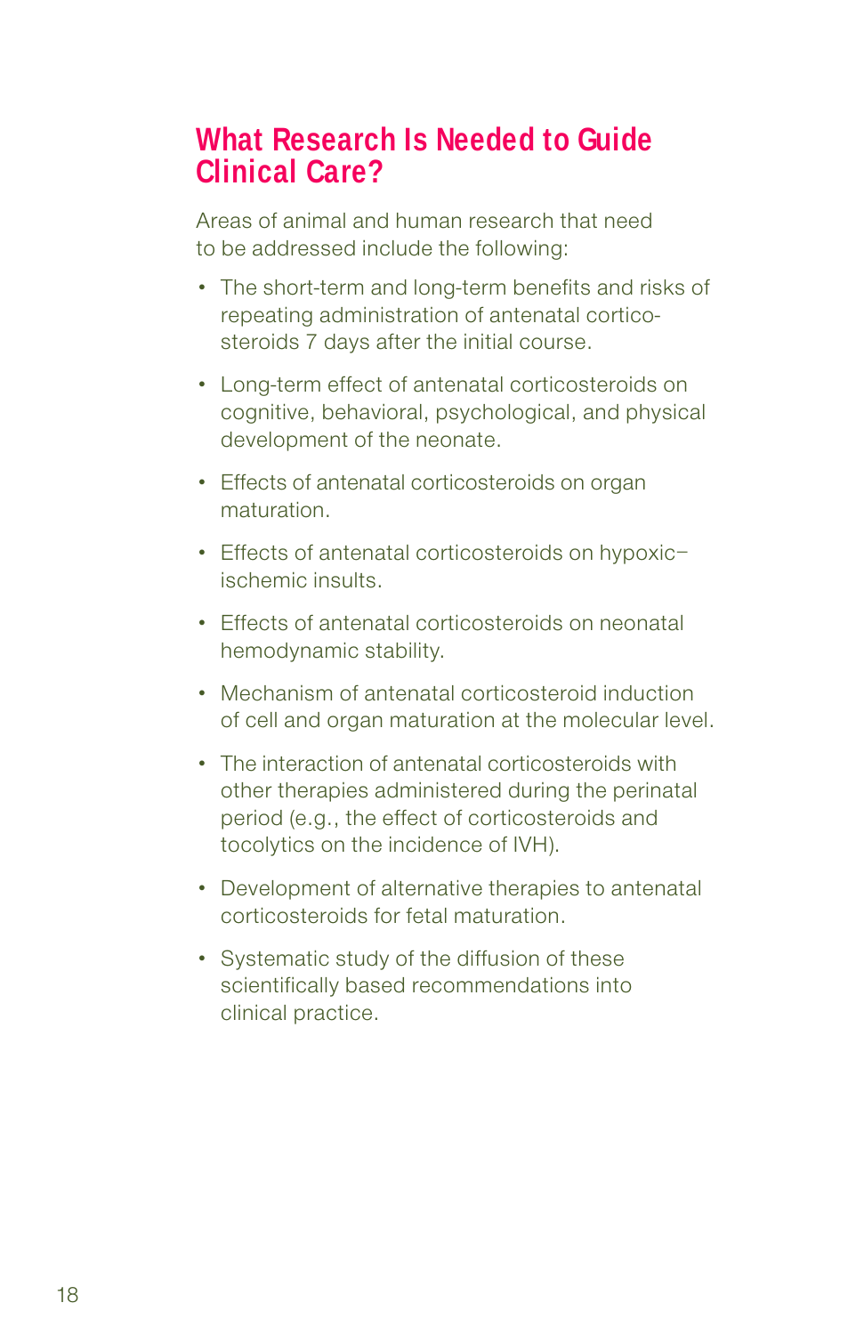## What Research Is Needed to Guide Clinical Care?

Areas of animal and human research that need to be addressed include the following:

- The short-term and long-term benefits and risks of repeating administration of antenatal corticosteroids 7 days after the initial course.
- Long-term effect of antenatal corticosteroids on cognitive, behavioral, psychological, and physical development of the neonate.
- Effects of antenatal corticosteroids on organ maturation.
- Effects of antenatal corticosteroids on hypoxic–ischemic insults.
- Effects of antenatal corticosteroids on neonatal hemodynamic stability.
- Mechanism of antenatal corticosteroid induction of cell and organ maturation at the molecular level.
- The interaction of antenatal corticosteroids with other therapies administered during the perinatal period (e.g., the effect of corticosteroids and tocolytics on the incidence of IVH).
- Development of alternative therapies to antenatal corticosteroids for fetal maturation.
- Systematic study of the diffusion of these scientifically based recommendations into clinical practice.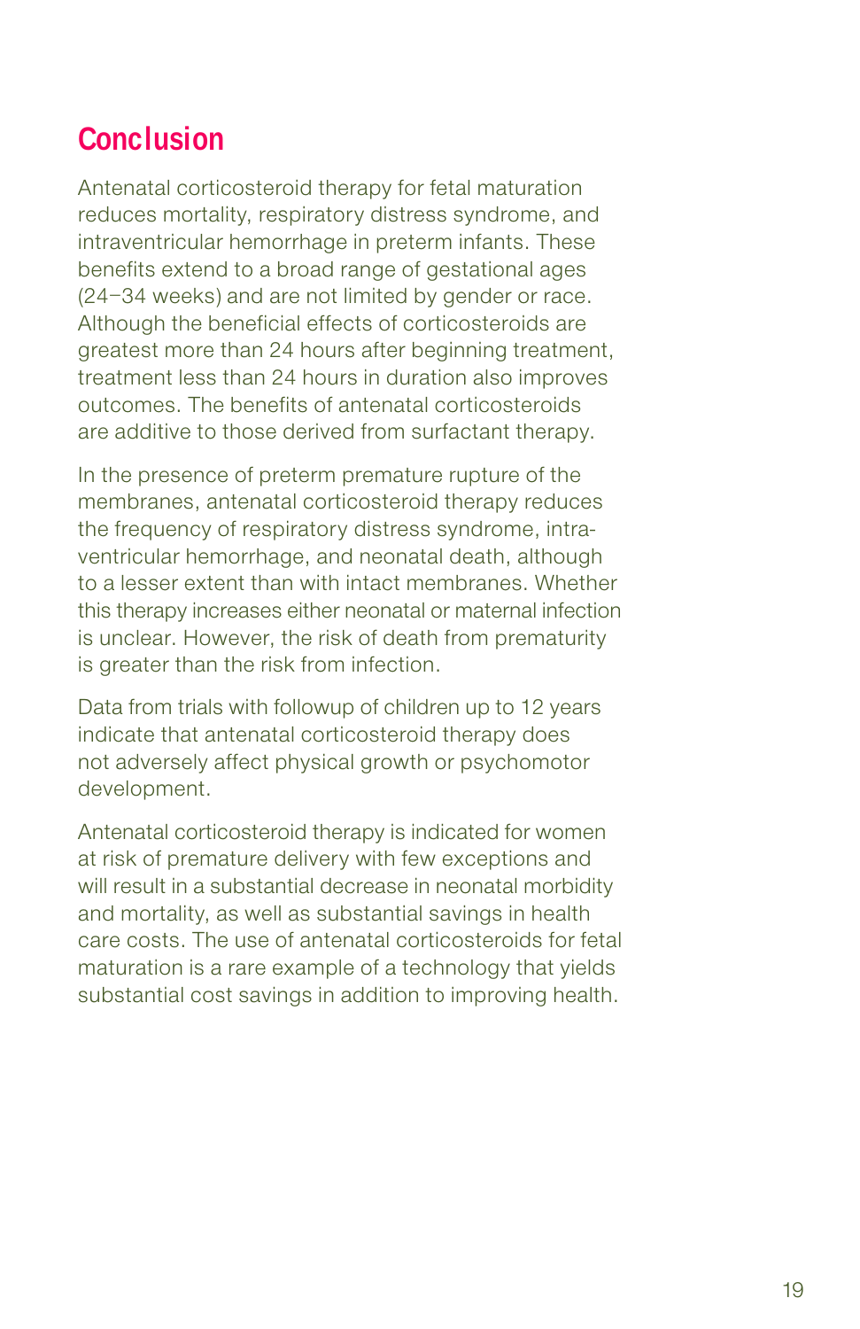## Conclusion

Antenatal corticosteroid therapy for fetal maturation reduces mortality, respiratory distress syndrome, and intraventricular hemorrhage in preterm infants. These benefits extend to a broad range of gestational ages (24–34 weeks) and are not limited by gender or race. Although the beneficial effects of corticosteroids are greatest more than 24 hours after beginning treatment, treatment less than 24 hours in duration also improves outcomes. The benefits of antenatal corticosteroids are additive to those derived from surfactant therapy.

In the presence of preterm premature rupture of the membranes, antenatal corticosteroid therapy reduces the frequency of respiratory distress syndrome, intraventricular hemorrhage, and neonatal death, although to a lesser extent than with intact membranes. Whether this therapy increases either neonatal or maternal infection is unclear. However, the risk of death from prematurity is greater than the risk from infection.

Data from trials with followup of children up to 12 years indicate that antenatal corticosteroid therapy does not adversely affect physical growth or psychomotor development.

Antenatal corticosteroid therapy is indicated for women at risk of premature delivery with few exceptions and will result in a substantial decrease in neonatal morbidity and mortality, as well as substantial savings in health care costs. The use of antenatal corticosteroids for fetal maturation is a rare example of a technology that yields substantial cost savings in addition to improving health.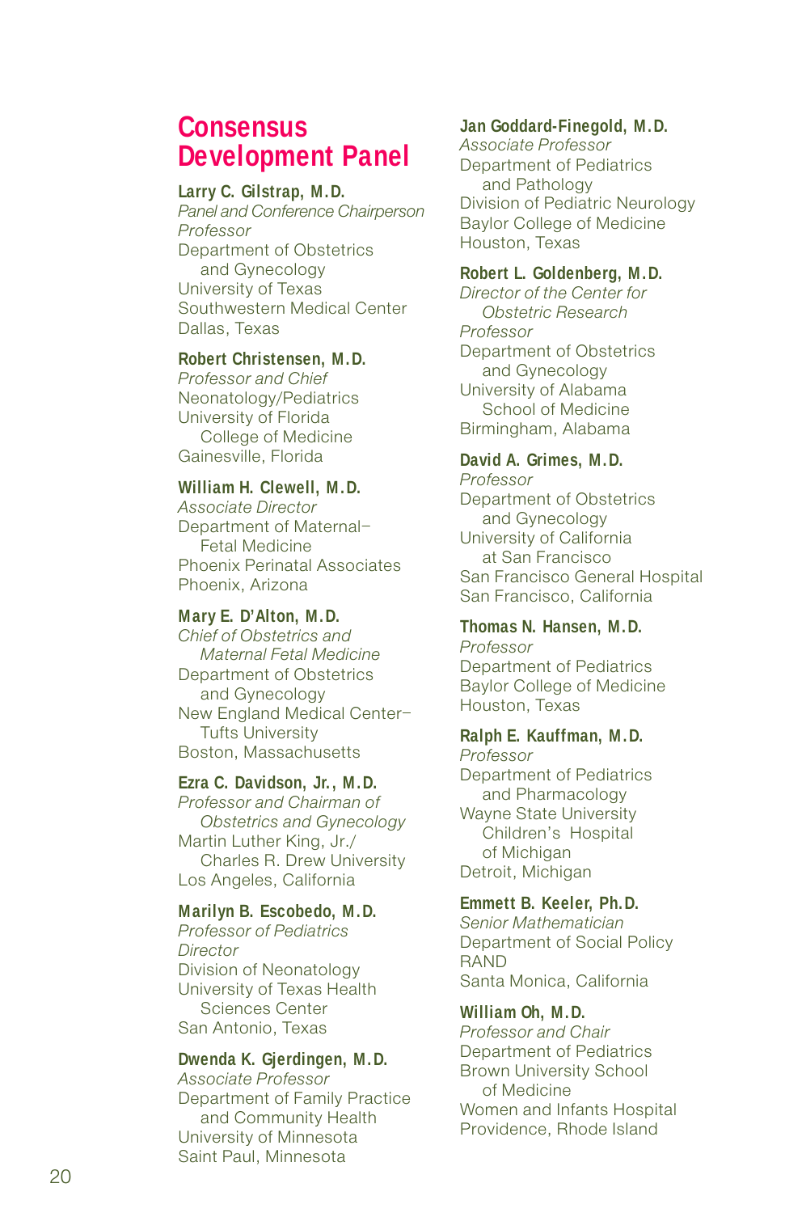# Consensus Development Panel

**Larry C. Gilstrap, M.D.**
*Panel and Conference Chairperson*
*Professor*
Department of Obstetrics and Gynecology
University of Texas Southwestern Medical Center
Dallas, Texas

**Robert Christensen, M.D.**
*Professor and Chief*
Neonatology/Pediatrics
University of Florida College of Medicine
Gainesville, Florida

**William H. Clewell, M.D.**
*Associate Director*
Department of Maternal–Fetal Medicine
Phoenix Perinatal Associates
Phoenix, Arizona

**Mary E. D'Alton, M.D.**
*Chief of Obstetrics and Maternal Fetal Medicine*
Department of Obstetrics and Gynecology
New England Medical Center–Tufts University
Boston, Massachusetts

**Ezra C. Davidson, Jr., M.D.**
*Professor and Chairman of Obstetrics and Gynecology*
Martin Luther King, Jr./Charles R. Drew University
Los Angeles, California

**Marilyn B. Escobedo, M.D.**
*Professor of Pediatrics*
*Director*
Division of Neonatology
University of Texas Health Sciences Center
San Antonio, Texas

**Dwenda K. Gjerdingen, M.D.**
*Associate Professor*
Department of Family Practice and Community Health
University of Minnesota
Saint Paul, Minnesota

**Jan Goddard-Finegold, M.D.**
*Associate Professor*
Department of Pediatrics and Pathology
Division of Pediatric Neurology
Baylor College of Medicine
Houston, Texas

**Robert L. Goldenberg, M.D.**
*Director of the Center for Obstetric Research*
*Professor*
Department of Obstetrics and Gynecology
University of Alabama School of Medicine
Birmingham, Alabama

**David A. Grimes, M.D.**
*Professor*
Department of Obstetrics and Gynecology
University of California at San Francisco
San Francisco General Hospital
San Francisco, California

**Thomas N. Hansen, M.D.**
*Professor*
Department of Pediatrics
Baylor College of Medicine
Houston, Texas

**Ralph E. Kauffman, M.D.**
*Professor*
Department of Pediatrics and Pharmacology
Wayne State University
Children's Hospital of Michigan
Detroit, Michigan

**Emmett B. Keeler, Ph.D.**
*Senior Mathematician*
Department of Social Policy
RAND
Santa Monica, California

**William Oh, M.D.**
*Professor and Chair*
Department of Pediatrics
Brown University School of Medicine
Women and Infants Hospital
Providence, Rhode Island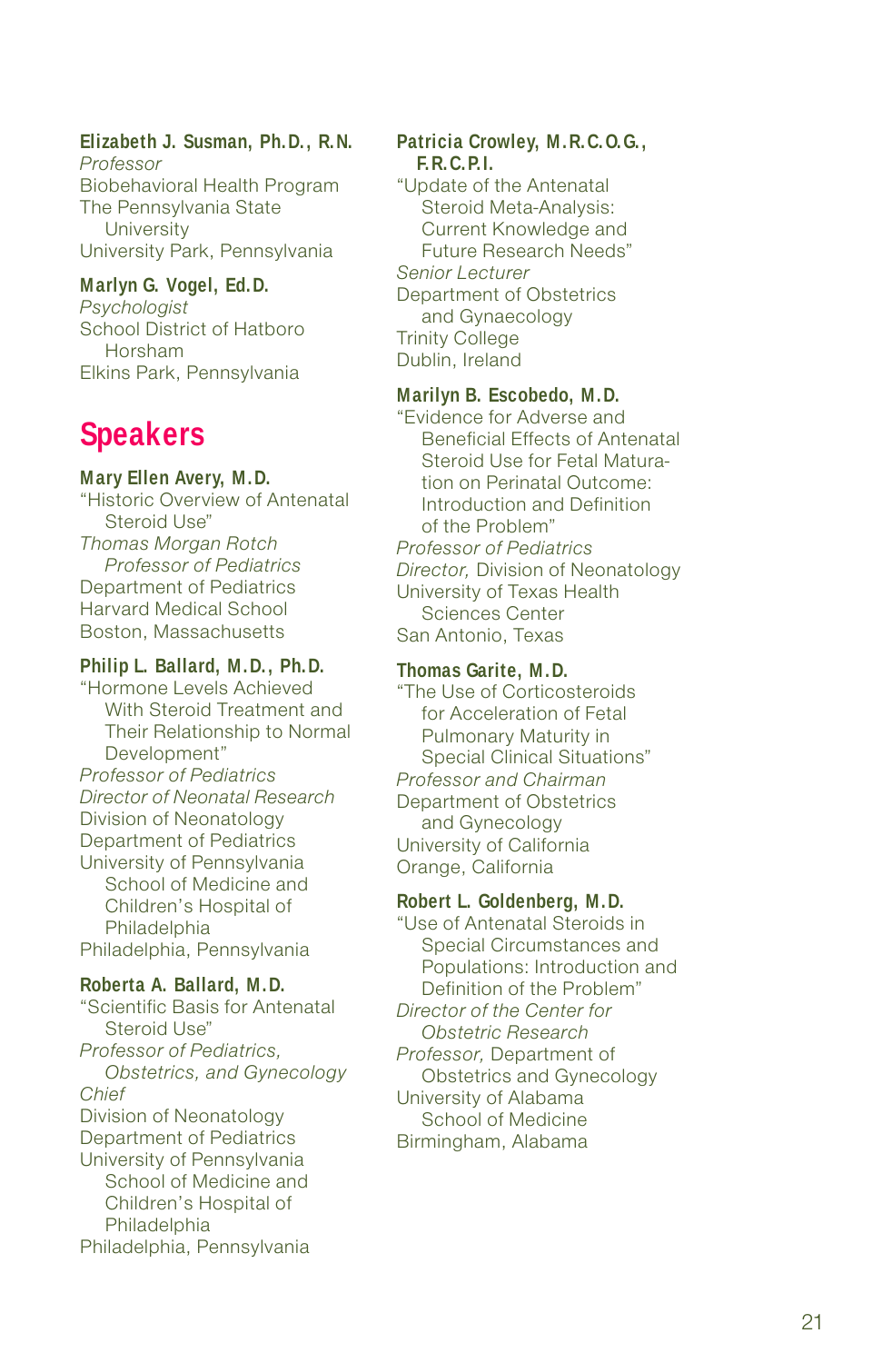**Elizabeth J. Susman, Ph.D., R.N.**
*Professor*
Biobehavioral Health Program
The Pennsylvania State University
University Park, Pennsylvania

**Marlyn G. Vogel, Ed.D.**
*Psychologist*
School District of Hatboro Horsham
Elkins Park, Pennsylvania

## Speakers

**Mary Ellen Avery, M.D.**
"Historic Overview of Antenatal Steroid Use"
*Thomas Morgan Rotch Professor of Pediatrics*
Department of Pediatrics
Harvard Medical School
Boston, Massachusetts

**Philip L. Ballard, M.D., Ph.D.**
"Hormone Levels Achieved With Steroid Treatment and Their Relationship to Normal Development"
*Professor of Pediatrics*
*Director of Neonatal Research*
Division of Neonatology
Department of Pediatrics
University of Pennsylvania School of Medicine and Children's Hospital of Philadelphia
Philadelphia, Pennsylvania

**Roberta A. Ballard, M.D.**
"Scientific Basis for Antenatal Steroid Use"
*Professor of Pediatrics, Obstetrics, and Gynecology*
*Chief*
Division of Neonatology
Department of Pediatrics
University of Pennsylvania School of Medicine and Children's Hospital of Philadelphia
Philadelphia, Pennsylvania

**Patricia Crowley, M.R.C.O.G., F.R.C.P.I.**
"Update of the Antenatal Steroid Meta-Analysis: Current Knowledge and Future Research Needs"
*Senior Lecturer*
Department of Obstetrics and Gynaecology
Trinity College
Dublin, Ireland

**Marilyn B. Escobedo, M.D.**
"Evidence for Adverse and Beneficial Effects of Antenatal Steroid Use for Fetal Maturation on Perinatal Outcome: Introduction and Definition of the Problem"
*Professor of Pediatrics*
*Director,* Division of Neonatology
University of Texas Health Sciences Center
San Antonio, Texas

**Thomas Garite, M.D.**
"The Use of Corticosteroids for Acceleration of Fetal Pulmonary Maturity in Special Clinical Situations"
*Professor and Chairman*
Department of Obstetrics and Gynecology
University of California
Orange, California

**Robert L. Goldenberg, M.D.**
"Use of Antenatal Steroids in Special Circumstances and Populations: Introduction and Definition of the Problem"
*Director of the Center for Obstetric Research*
*Professor,* Department of Obstetrics and Gynecology
University of Alabama School of Medicine
Birmingham, Alabama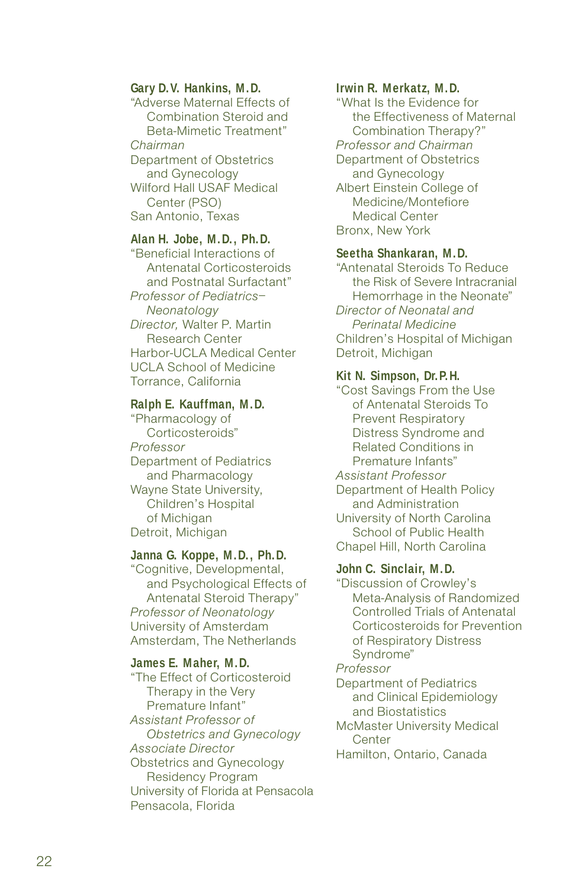**Gary D.V. Hankins, M.D.**
"Adverse Maternal Effects of Combination Steroid and Beta-Mimetic Treatment"
*Chairman*
Department of Obstetrics and Gynecology
Wilford Hall USAF Medical Center (PSO)
San Antonio, Texas

**Alan H. Jobe, M.D., Ph.D.**
"Beneficial Interactions of Antenatal Corticosteroids and Postnatal Surfactant"
*Professor of Pediatrics–Neonatology*
*Director,* Walter P. Martin Research Center
Harbor-UCLA Medical Center
UCLA School of Medicine
Torrance, California

**Ralph E. Kauffman, M.D.**
"Pharmacology of Corticosteroids"
*Professor*
Department of Pediatrics and Pharmacology
Wayne State University, Children's Hospital of Michigan
Detroit, Michigan

**Janna G. Koppe, M.D., Ph.D.**
"Cognitive, Developmental, and Psychological Effects of Antenatal Steroid Therapy"
*Professor of Neonatology*
University of Amsterdam
Amsterdam, The Netherlands

**James E. Maher, M.D.**
"The Effect of Corticosteroid Therapy in the Very Premature Infant"
*Assistant Professor of Obstetrics and Gynecology*
*Associate Director*
Obstetrics and Gynecology Residency Program
University of Florida at Pensacola
Pensacola, Florida

**Irwin R. Merkatz, M.D.**
"What Is the Evidence for the Effectiveness of Maternal Combination Therapy?"
*Professor and Chairman*
Department of Obstetrics and Gynecology
Albert Einstein College of Medicine/Montefiore Medical Center
Bronx, New York

**Seetha Shankaran, M.D.**
"Antenatal Steroids To Reduce the Risk of Severe Intracranial Hemorrhage in the Neonate"
*Director of Neonatal and Perinatal Medicine*
Children's Hospital of Michigan
Detroit, Michigan

**Kit N. Simpson, Dr.P.H.**
"Cost Savings From the Use of Antenatal Steroids To Prevent Respiratory Distress Syndrome and Related Conditions in Premature Infants"
*Assistant Professor*
Department of Health Policy and Administration
University of North Carolina School of Public Health
Chapel Hill, North Carolina

**John C. Sinclair, M.D.**
"Discussion of Crowley's Meta-Analysis of Randomized Controlled Trials of Antenatal Corticosteroids for Prevention of Respiratory Distress Syndrome"
*Professor*
Department of Pediatrics and Clinical Epidemiology and Biostatistics
McMaster University Medical Center
Hamilton, Ontario, Canada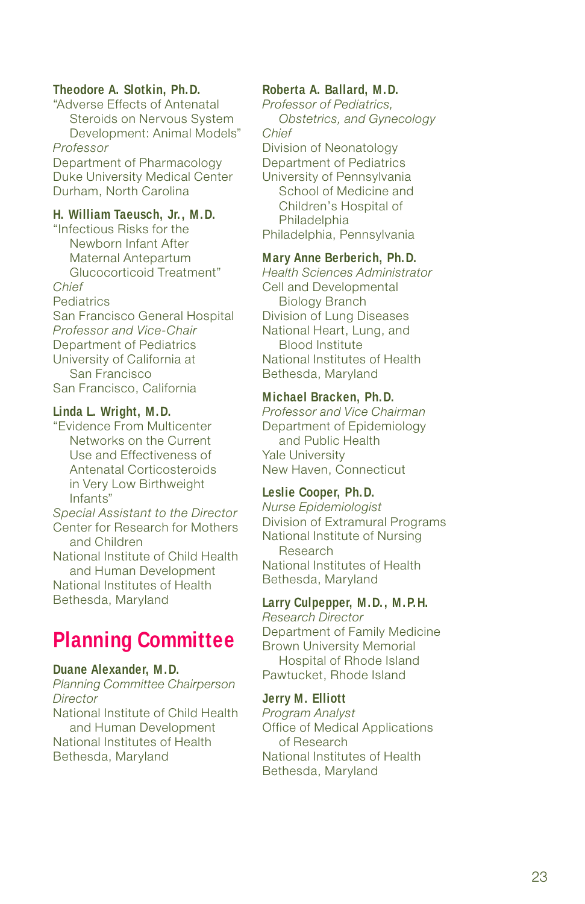**Theodore A. Slotkin, Ph.D.**
"Adverse Effects of Antenatal Steroids on Nervous System Development: Animal Models"
*Professor*
Department of Pharmacology
Duke University Medical Center
Durham, North Carolina

**H. William Taeusch, Jr., M.D.**
"Infectious Risks for the Newborn Infant After Maternal Antepartum Glucocorticoid Treatment"
*Chief*
Pediatrics
San Francisco General Hospital
*Professor and Vice-Chair*
Department of Pediatrics
University of California at San Francisco
San Francisco, California

**Linda L. Wright, M.D.**
"Evidence From Multicenter Networks on the Current Use and Effectiveness of Antenatal Corticosteroids in Very Low Birthweight Infants"
*Special Assistant to the Director*
Center for Research for Mothers and Children
National Institute of Child Health and Human Development
National Institutes of Health
Bethesda, Maryland

## Planning Committee

**Duane Alexander, M.D.**
*Planning Committee Chairperson*
*Director*
National Institute of Child Health and Human Development
National Institutes of Health
Bethesda, Maryland

**Roberta A. Ballard, M.D.**
*Professor of Pediatrics, Obstetrics, and Gynecology*
*Chief*
Division of Neonatology
Department of Pediatrics
University of Pennsylvania School of Medicine and Children's Hospital of Philadelphia
Philadelphia, Pennsylvania

**Mary Anne Berberich, Ph.D.**
*Health Sciences Administrator*
Cell and Developmental Biology Branch
Division of Lung Diseases
National Heart, Lung, and Blood Institute
National Institutes of Health
Bethesda, Maryland

**Michael Bracken, Ph.D.**
*Professor and Vice Chairman*
Department of Epidemiology and Public Health
Yale University
New Haven, Connecticut

**Leslie Cooper, Ph.D.**
*Nurse Epidemiologist*
Division of Extramural Programs
National Institute of Nursing Research
National Institutes of Health
Bethesda, Maryland

**Larry Culpepper, M.D., M.P.H.**
*Research Director*
Department of Family Medicine
Brown University Memorial Hospital of Rhode Island
Pawtucket, Rhode Island

**Jerry M. Elliott**
*Program Analyst*
Office of Medical Applications of Research
National Institutes of Health
Bethesda, Maryland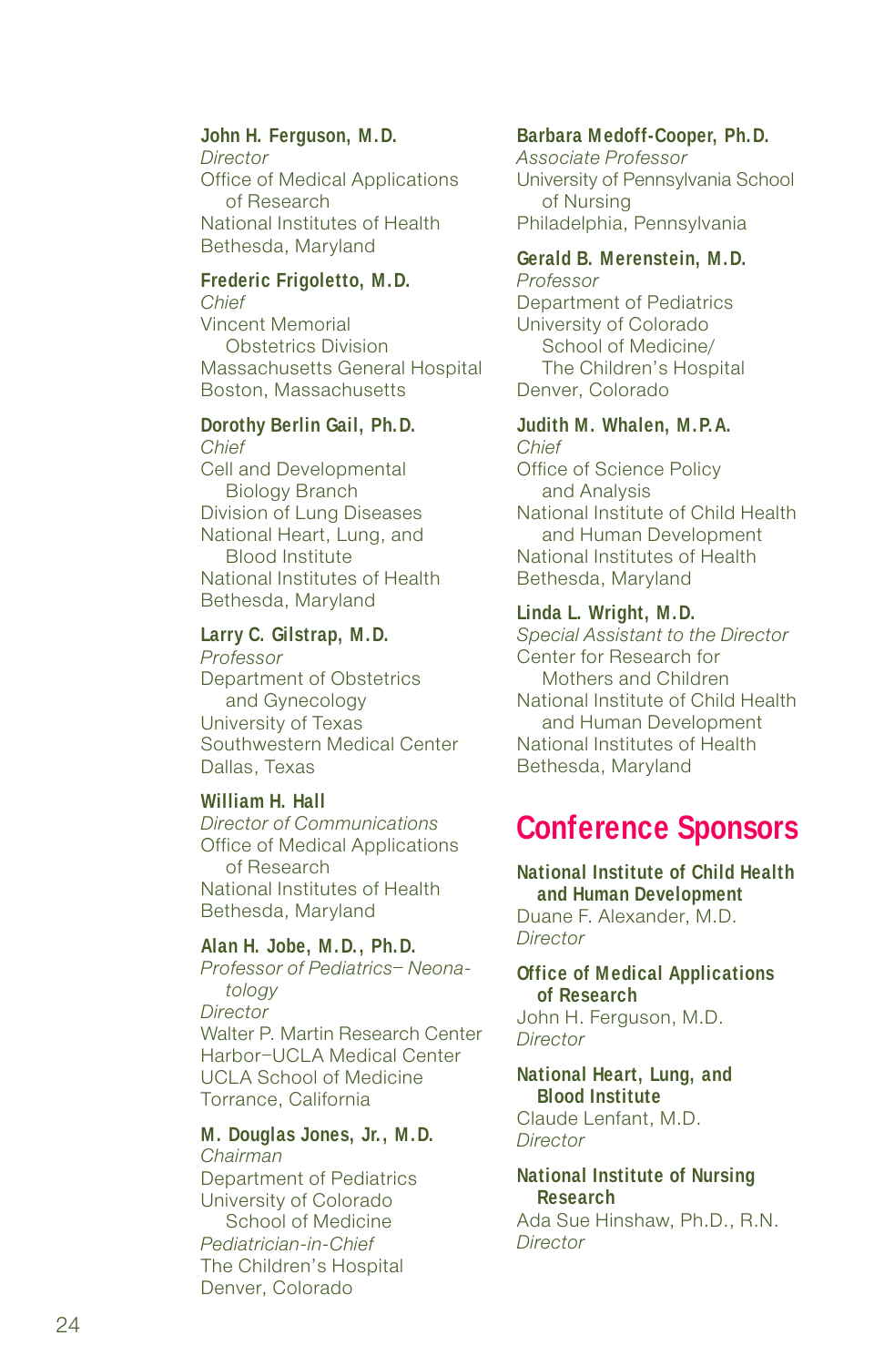**John H. Ferguson, M.D.**
*Director*
Office of Medical Applications of Research
National Institutes of Health
Bethesda, Maryland

**Frederic Frigoletto, M.D.**
*Chief*
Vincent Memorial Obstetrics Division
Massachusetts General Hospital
Boston, Massachusetts

**Dorothy Berlin Gail, Ph.D.**
*Chief*
Cell and Developmental Biology Branch
Division of Lung Diseases
National Heart, Lung, and Blood Institute
National Institutes of Health
Bethesda, Maryland

**Larry C. Gilstrap, M.D.**
*Professor*
Department of Obstetrics and Gynecology
University of Texas
Southwestern Medical Center
Dallas, Texas

**William H. Hall**
*Director of Communications*
Office of Medical Applications of Research
National Institutes of Health
Bethesda, Maryland

**Alan H. Jobe, M.D., Ph.D.**
*Professor of Pediatrics– Neonatology*
*Director*
Walter P. Martin Research Center
Harbor–UCLA Medical Center
UCLA School of Medicine
Torrance, California

**M. Douglas Jones, Jr., M.D.**
*Chairman*
Department of Pediatrics
University of Colorado School of Medicine
*Pediatrician-in-Chief*
The Children's Hospital
Denver, Colorado

**Barbara Medoff-Cooper, Ph.D.**
*Associate Professor*
University of Pennsylvania School of Nursing
Philadelphia, Pennsylvania

**Gerald B. Merenstein, M.D.**
*Professor*
Department of Pediatrics
University of Colorado School of Medicine/ The Children's Hospital
Denver, Colorado

**Judith M. Whalen, M.P.A.**
*Chief*
Office of Science Policy and Analysis
National Institute of Child Health and Human Development
National Institutes of Health
Bethesda, Maryland

**Linda L. Wright, M.D.**
*Special Assistant to the Director*
Center for Research for Mothers and Children
National Institute of Child Health and Human Development
National Institutes of Health
Bethesda, Maryland

## Conference Sponsors

**National Institute of Child Health and Human Development**
Duane F. Alexander, M.D.
*Director*

**Office of Medical Applications of Research**
John H. Ferguson, M.D.
*Director*

**National Heart, Lung, and Blood Institute**
Claude Lenfant, M.D.
*Director*

**National Institute of Nursing Research**
Ada Sue Hinshaw, Ph.D., R.N.
*Director*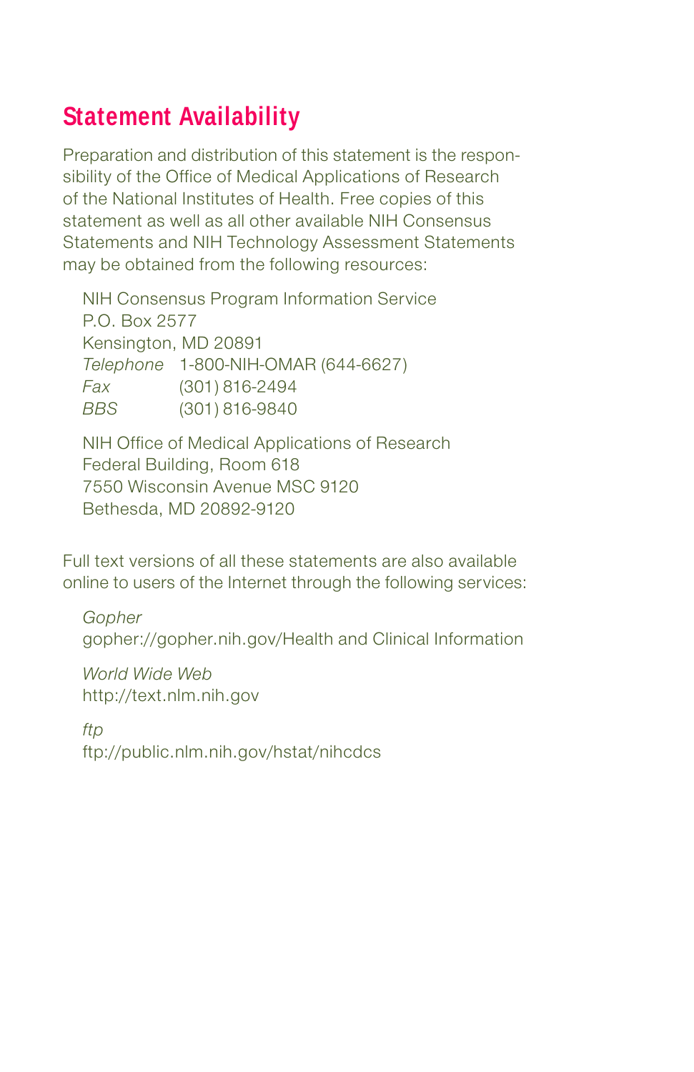## Statement Availability

Preparation and distribution of this statement is the responsibility of the Office of Medical Applications of Research of the National Institutes of Health. Free copies of this statement as well as all other available NIH Consensus Statements and NIH Technology Assessment Statements may be obtained from the following resources:

NIH Consensus Program Information Service
P.O. Box 2577
Kensington, MD 20891
*Telephone* 1-800-NIH-OMAR (644-6627)
*Fax* (301) 816-2494
*BBS* (301) 816-9840

NIH Office of Medical Applications of Research
Federal Building, Room 618
7550 Wisconsin Avenue MSC 9120
Bethesda, MD 20892-9120

Full text versions of all these statements are also available online to users of the Internet through the following services:

*Gopher*
gopher://gopher.nih.gov/Health and Clinical Information

*World Wide Web*
http://text.nlm.nih.gov

*ftp*
ftp://public.nlm.nih.gov/hstat/nihcdcs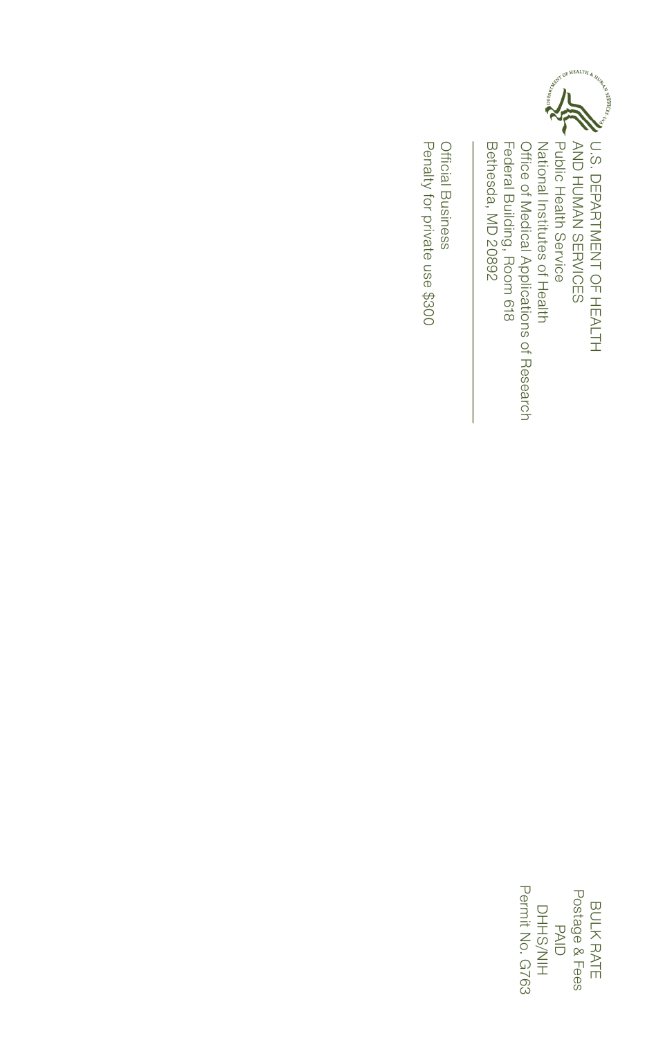U.S. DEPARTMENT OF HEALTH
AND HUMAN SERVICES
Public Health Service
National Institutes of Health
Office of Medical Applications of Research
Federal Building, Room 618
Bethesda, MD 20892

Official Business
Penalty for private use $300

BULK RATE
Postage & Fees
PAID
DHHS/NIH
Permit No. G763